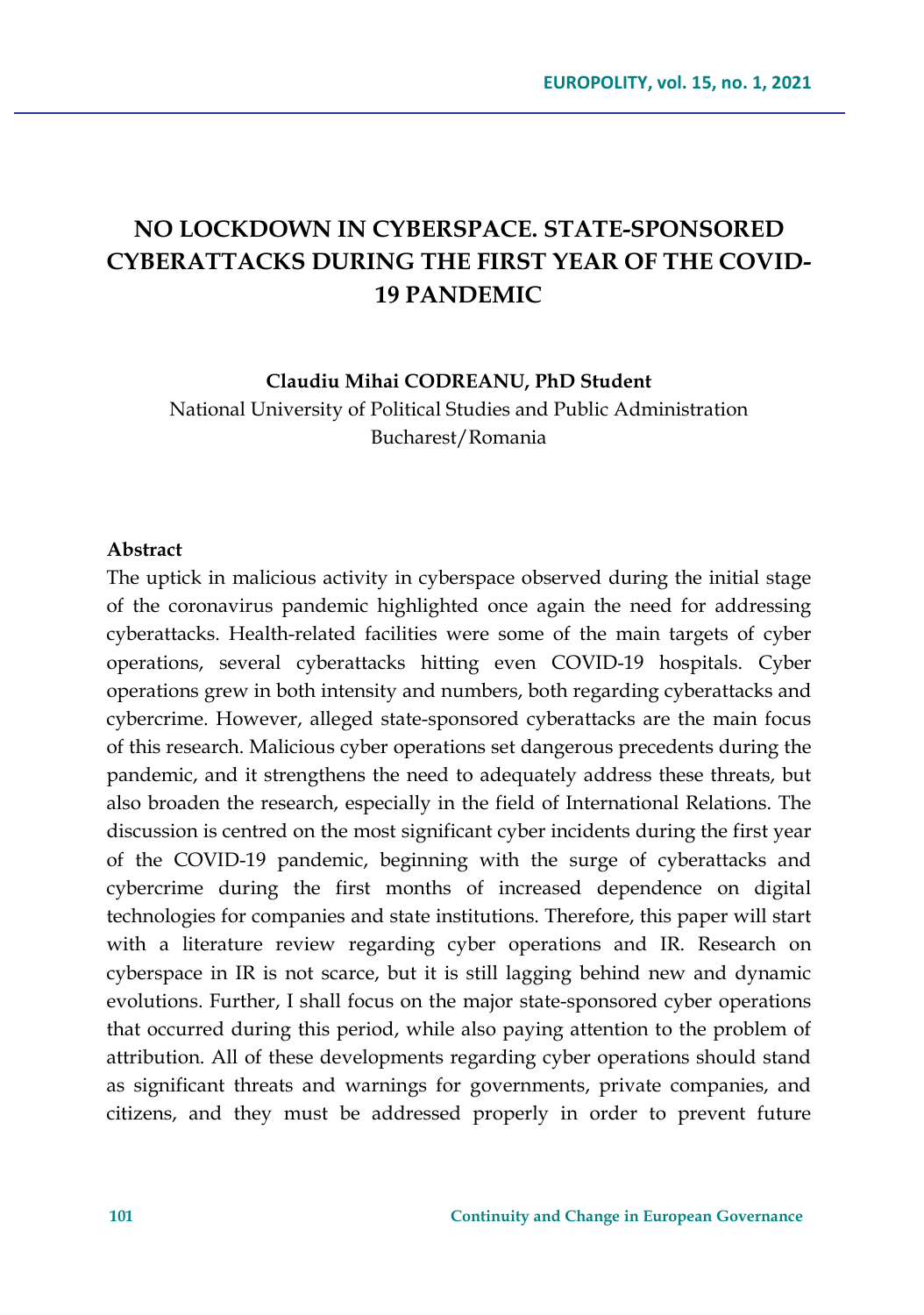# NO LOCKDOWN IN CYBERSPACE. STATE-SPONSORED CYBERATTACKS DURING THE FIRST YEAR OF THE COVID-19 PANDEMIC

**Claudiu Mihai CODREANU, PhD Student**

National University of Political Studies and Public Administration

Bucharest/Romania

**Abstract**

The uptick in malicious activity in cyberspace observed during the initial stage of the coronavirus pandemic highlighted once again the need for addressing cyberattacks. Health-related facilities were some of the main targets of cyber operations, several cyberattacks hitting even COVID-19 hospitals. Cyber operations grew in both intensity and numbers, both regarding cyberattacks and cybercrime. However, alleged state-sponsored cyberattacks are the main focus of this research. Malicious cyber operations set dangerous precedents during the pandemic, and it strengthens the need to adequately address these threats, but also broaden the research, especially in the field of International Relations. The discussion is centred on the most significant cyber incidents during the first year of the COVID-19 pandemic, beginning with the surge of cyberattacks and cybercrime during the first months of increased dependence on digital technologies for companies and state institutions. Therefore, this paper will start with a literature review regarding cyber operations and IR. Research on cyberspace in IR is not scarce, but it is still lagging behind new and dynamic evolutions. Further, I shall focus on the major state-sponsored cyber operations that occurred during this period, while also paying attention to the problem of attribution. All of these developments regarding cyber operations should stand as significant threats and warnings for governments, private companies, and citizens, and they must be addressed properly in order to prevent future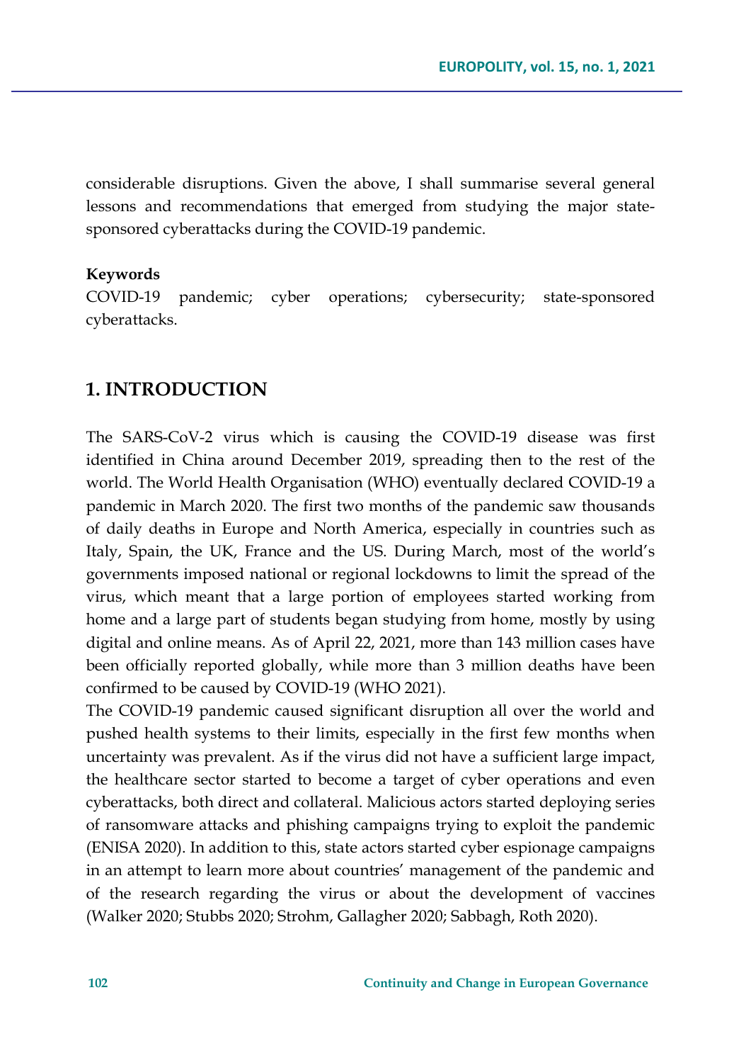considerable disruptions. Given the above, I shall summarise several general lessons and recommendations that emerged from studying the major state-sponsored cyberattacks during the COVID-19 pandemic.

**Keywords**

COVID-19 pandemic; cyber operations; cybersecurity; state-sponsored cyberattacks.

## 1. INTRODUCTION

The SARS-CoV-2 virus which is causing the COVID-19 disease was first identified in China around December 2019, spreading then to the rest of the world. The World Health Organisation (WHO) eventually declared COVID-19 a pandemic in March 2020. The first two months of the pandemic saw thousands of daily deaths in Europe and North America, especially in countries such as Italy, Spain, the UK, France and the US. During March, most of the world's governments imposed national or regional lockdowns to limit the spread of the virus, which meant that a large portion of employees started working from home and a large part of students began studying from home, mostly by using digital and online means. As of April 22, 2021, more than 143 million cases have been officially reported globally, while more than 3 million deaths have been confirmed to be caused by COVID-19 (WHO 2021).

The COVID-19 pandemic caused significant disruption all over the world and pushed health systems to their limits, especially in the first few months when uncertainty was prevalent. As if the virus did not have a sufficient large impact, the healthcare sector started to become a target of cyber operations and even cyberattacks, both direct and collateral. Malicious actors started deploying series of ransomware attacks and phishing campaigns trying to exploit the pandemic (ENISA 2020). In addition to this, state actors started cyber espionage campaigns in an attempt to learn more about countries' management of the pandemic and of the research regarding the virus or about the development of vaccines (Walker 2020; Stubbs 2020; Strohm, Gallagher 2020; Sabbagh, Roth 2020).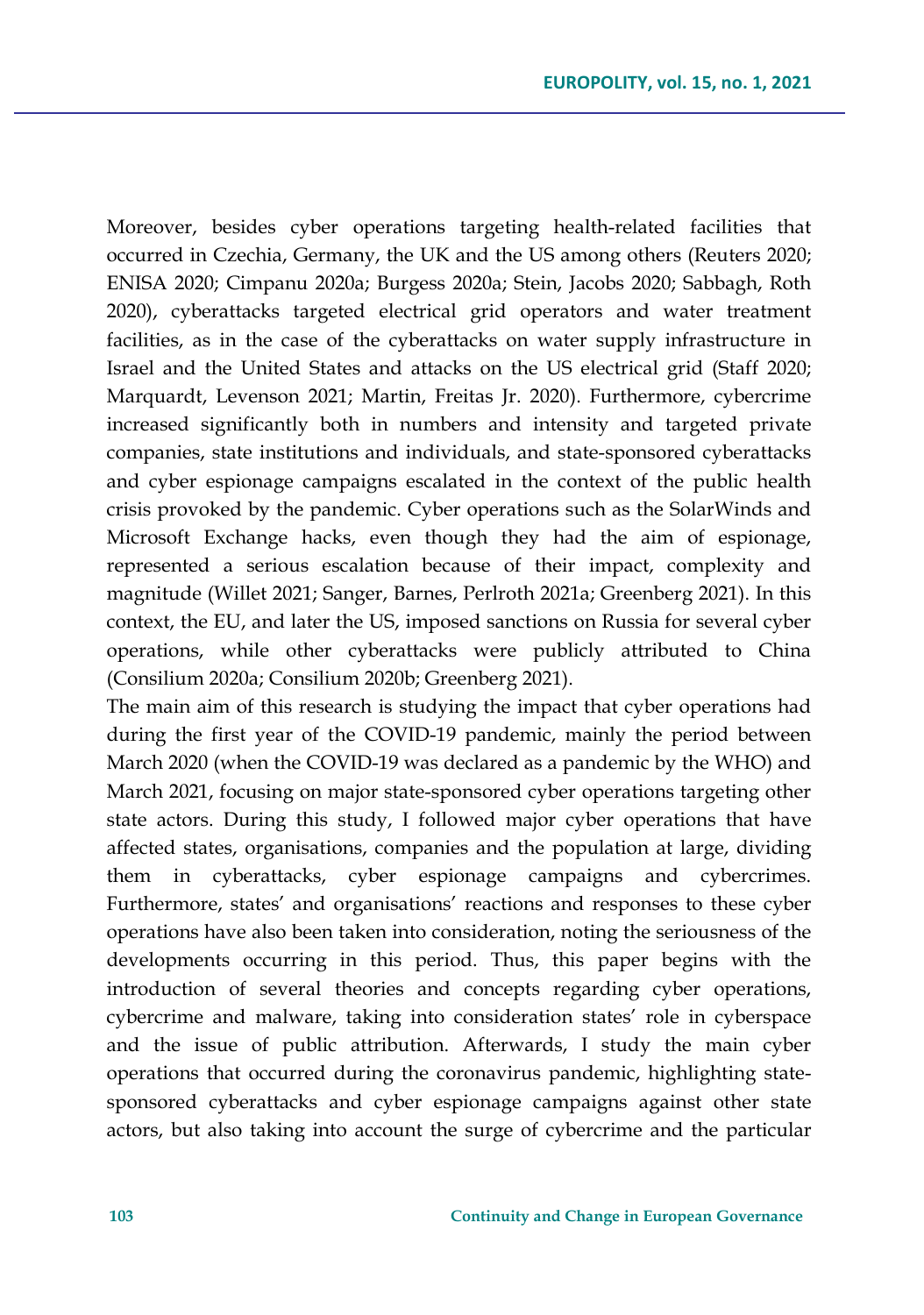Moreover, besides cyber operations targeting health-related facilities that occurred in Czechia, Germany, the UK and the US among others (Reuters 2020; ENISA 2020; Cimpanu 2020a; Burgess 2020a; Stein, Jacobs 2020; Sabbagh, Roth 2020), cyberattacks targeted electrical grid operators and water treatment facilities, as in the case of the cyberattacks on water supply infrastructure in Israel and the United States and attacks on the US electrical grid (Staff 2020; Marquardt, Levenson 2021; Martin, Freitas Jr. 2020). Furthermore, cybercrime increased significantly both in numbers and intensity and targeted private companies, state institutions and individuals, and state-sponsored cyberattacks and cyber espionage campaigns escalated in the context of the public health crisis provoked by the pandemic. Cyber operations such as the SolarWinds and Microsoft Exchange hacks, even though they had the aim of espionage, represented a serious escalation because of their impact, complexity and magnitude (Willet 2021; Sanger, Barnes, Perlroth 2021a; Greenberg 2021). In this context, the EU, and later the US, imposed sanctions on Russia for several cyber operations, while other cyberattacks were publicly attributed to China (Consilium 2020a; Consilium 2020b; Greenberg 2021).

The main aim of this research is studying the impact that cyber operations had during the first year of the COVID-19 pandemic, mainly the period between March 2020 (when the COVID-19 was declared as a pandemic by the WHO) and March 2021, focusing on major state-sponsored cyber operations targeting other state actors. During this study, I followed major cyber operations that have affected states, organisations, companies and the population at large, dividing them in cyberattacks, cyber espionage campaigns and cybercrimes. Furthermore, states' and organisations' reactions and responses to these cyber operations have also been taken into consideration, noting the seriousness of the developments occurring in this period. Thus, this paper begins with the introduction of several theories and concepts regarding cyber operations, cybercrime and malware, taking into consideration states' role in cyberspace and the issue of public attribution. Afterwards, I study the main cyber operations that occurred during the coronavirus pandemic, highlighting state-sponsored cyberattacks and cyber espionage campaigns against other state actors, but also taking into account the surge of cybercrime and the particular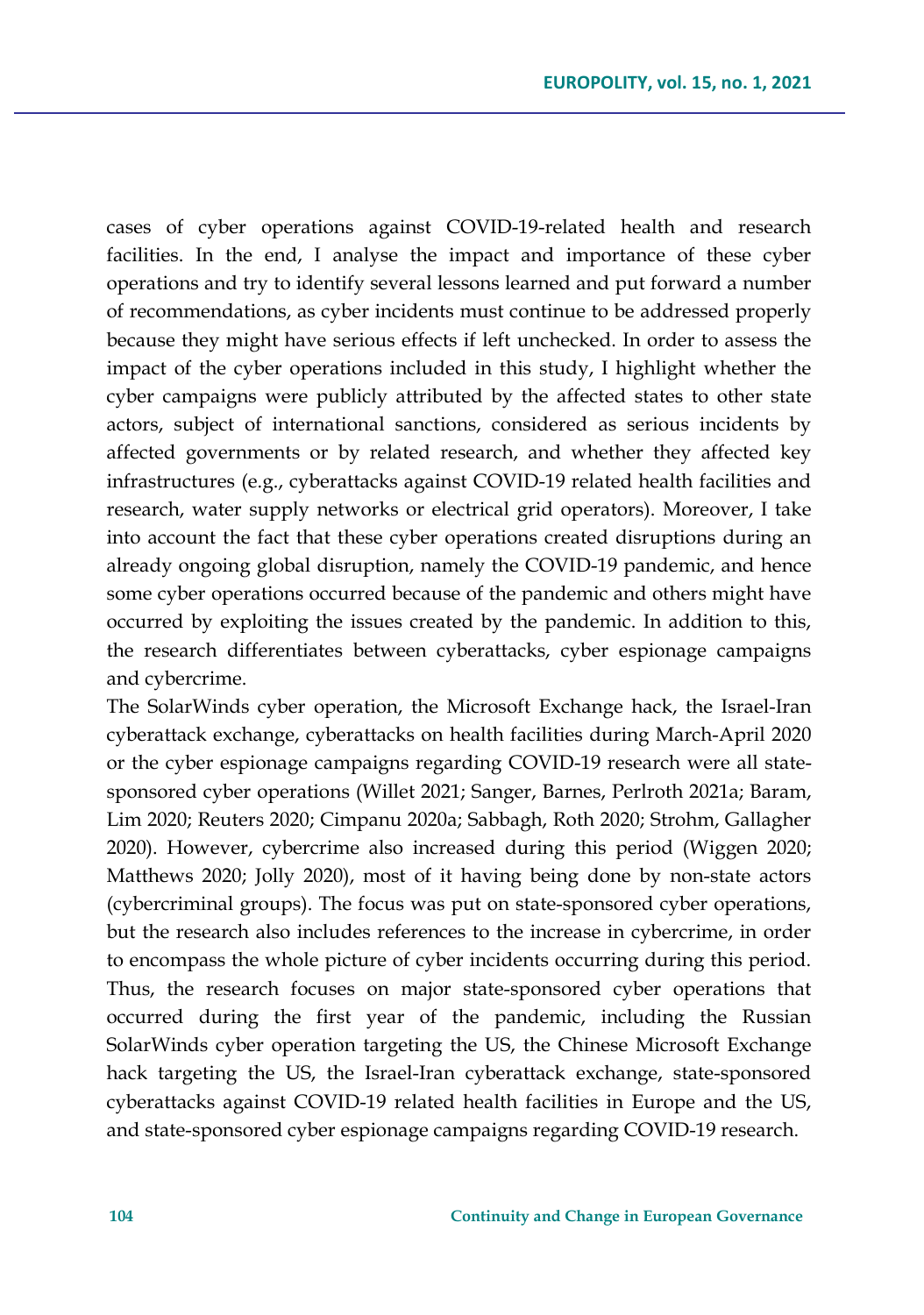cases of cyber operations against COVID-19-related health and research facilities. In the end, I analyse the impact and importance of these cyber operations and try to identify several lessons learned and put forward a number of recommendations, as cyber incidents must continue to be addressed properly because they might have serious effects if left unchecked. In order to assess the impact of the cyber operations included in this study, I highlight whether the cyber campaigns were publicly attributed by the affected states to other state actors, subject of international sanctions, considered as serious incidents by affected governments or by related research, and whether they affected key infrastructures (e.g., cyberattacks against COVID-19 related health facilities and research, water supply networks or electrical grid operators). Moreover, I take into account the fact that these cyber operations created disruptions during an already ongoing global disruption, namely the COVID-19 pandemic, and hence some cyber operations occurred because of the pandemic and others might have occurred by exploiting the issues created by the pandemic. In addition to this, the research differentiates between cyberattacks, cyber espionage campaigns and cybercrime.

The SolarWinds cyber operation, the Microsoft Exchange hack, the Israel-Iran cyberattack exchange, cyberattacks on health facilities during March-April 2020 or the cyber espionage campaigns regarding COVID-19 research were all state-sponsored cyber operations (Willet 2021; Sanger, Barnes, Perlroth 2021a; Baram, Lim 2020; Reuters 2020; Cimpanu 2020a; Sabbagh, Roth 2020; Strohm, Gallagher 2020). However, cybercrime also increased during this period (Wiggen 2020; Matthews 2020; Jolly 2020), most of it having being done by non-state actors (cybercriminal groups). The focus was put on state-sponsored cyber operations, but the research also includes references to the increase in cybercrime, in order to encompass the whole picture of cyber incidents occurring during this period. Thus, the research focuses on major state-sponsored cyber operations that occurred during the first year of the pandemic, including the Russian SolarWinds cyber operation targeting the US, the Chinese Microsoft Exchange hack targeting the US, the Israel-Iran cyberattack exchange, state-sponsored cyberattacks against COVID-19 related health facilities in Europe and the US, and state-sponsored cyber espionage campaigns regarding COVID-19 research.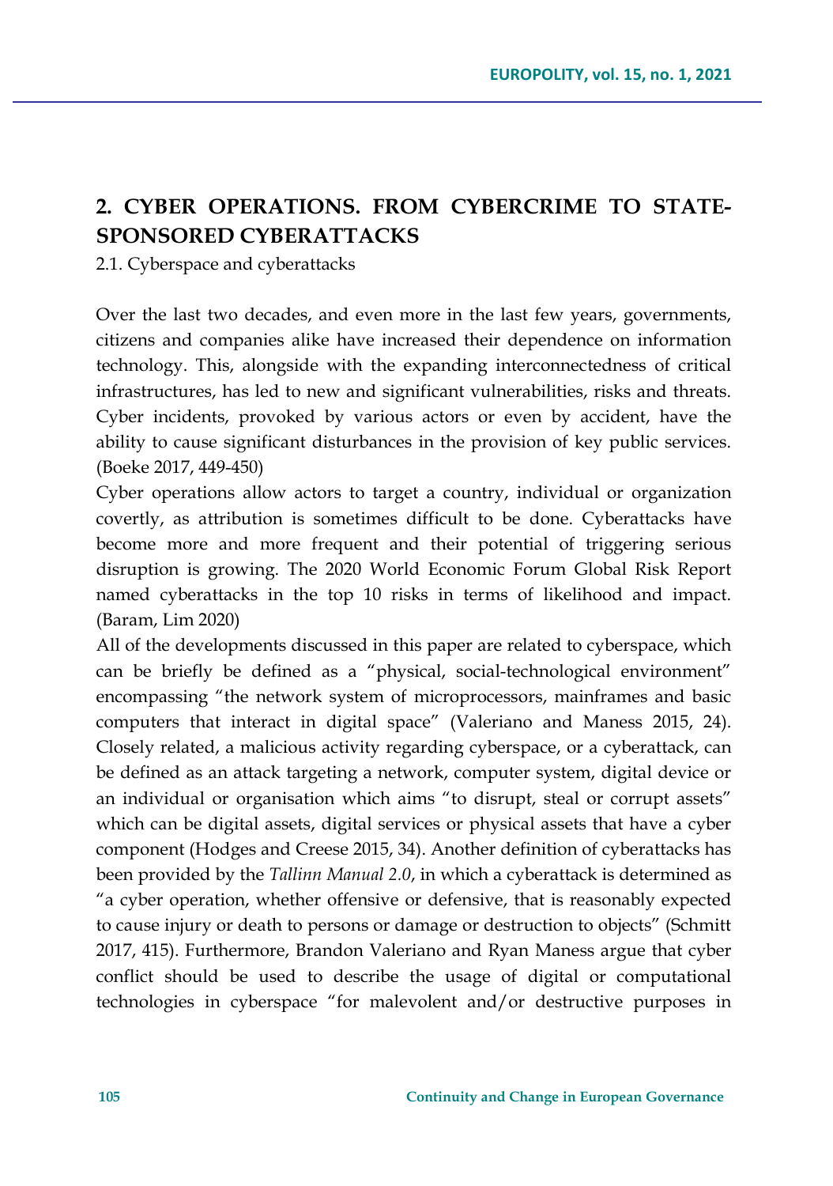## 2. CYBER OPERATIONS. FROM CYBERCRIME TO STATE-SPONSORED CYBERATTACKS

### 2.1. Cyberspace and cyberattacks

Over the last two decades, and even more in the last few years, governments, citizens and companies alike have increased their dependence on information technology. This, alongside with the expanding interconnectedness of critical infrastructures, has led to new and significant vulnerabilities, risks and threats. Cyber incidents, provoked by various actors or even by accident, have the ability to cause significant disturbances in the provision of key public services. (Boeke 2017, 449-450)

Cyber operations allow actors to target a country, individual or organization covertly, as attribution is sometimes difficult to be done. Cyberattacks have become more and more frequent and their potential of triggering serious disruption is growing. The 2020 World Economic Forum Global Risk Report named cyberattacks in the top 10 risks in terms of likelihood and impact. (Baram, Lim 2020)

All of the developments discussed in this paper are related to cyberspace, which can be briefly be defined as a "physical, social-technological environment" encompassing "the network system of microprocessors, mainframes and basic computers that interact in digital space" (Valeriano and Maness 2015, 24). Closely related, a malicious activity regarding cyberspace, or a cyberattack, can be defined as an attack targeting a network, computer system, digital device or an individual or organisation which aims "to disrupt, steal or corrupt assets" which can be digital assets, digital services or physical assets that have a cyber component (Hodges and Creese 2015, 34). Another definition of cyberattacks has been provided by the *Tallinn Manual 2.0*, in which a cyberattack is determined as "a cyber operation, whether offensive or defensive, that is reasonably expected to cause injury or death to persons or damage or destruction to objects" (Schmitt 2017, 415). Furthermore, Brandon Valeriano and Ryan Maness argue that cyber conflict should be used to describe the usage of digital or computational technologies in cyberspace "for malevolent and/or destructive purposes in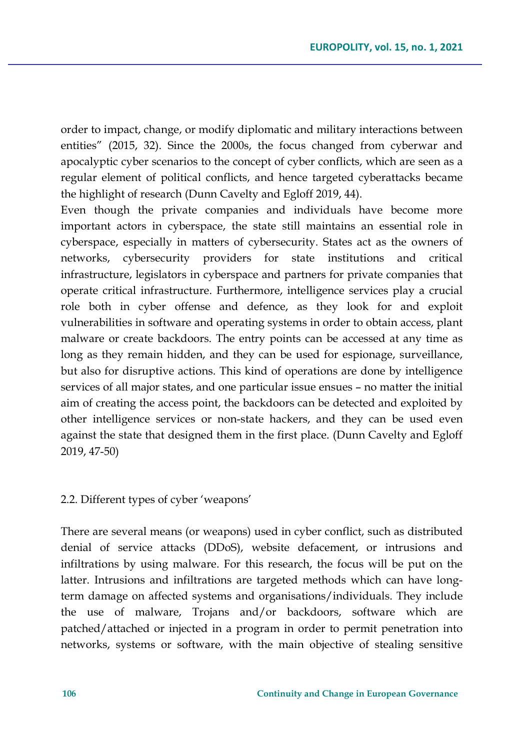order to impact, change, or modify diplomatic and military interactions between entities" (2015, 32). Since the 2000s, the focus changed from cyberwar and apocalyptic cyber scenarios to the concept of cyber conflicts, which are seen as a regular element of political conflicts, and hence targeted cyberattacks became the highlight of research (Dunn Cavelty and Egloff 2019, 44).

Even though the private companies and individuals have become more important actors in cyberspace, the state still maintains an essential role in cyberspace, especially in matters of cybersecurity. States act as the owners of networks, cybersecurity providers for state institutions and critical infrastructure, legislators in cyberspace and partners for private companies that operate critical infrastructure. Furthermore, intelligence services play a crucial role both in cyber offense and defence, as they look for and exploit vulnerabilities in software and operating systems in order to obtain access, plant malware or create backdoors. The entry points can be accessed at any time as long as they remain hidden, and they can be used for espionage, surveillance, but also for disruptive actions. This kind of operations are done by intelligence services of all major states, and one particular issue ensues – no matter the initial aim of creating the access point, the backdoors can be detected and exploited by other intelligence services or non-state hackers, and they can be used even against the state that designed them in the first place. (Dunn Cavelty and Egloff 2019, 47-50)

## 2.2. Different types of cyber 'weapons'

There are several means (or weapons) used in cyber conflict, such as distributed denial of service attacks (DDoS), website defacement, or intrusions and infiltrations by using malware. For this research, the focus will be put on the latter. Intrusions and infiltrations are targeted methods which can have long-term damage on affected systems and organisations/individuals. They include the use of malware, Trojans and/or backdoors, software which are patched/attached or injected in a program in order to permit penetration into networks, systems or software, with the main objective of stealing sensitive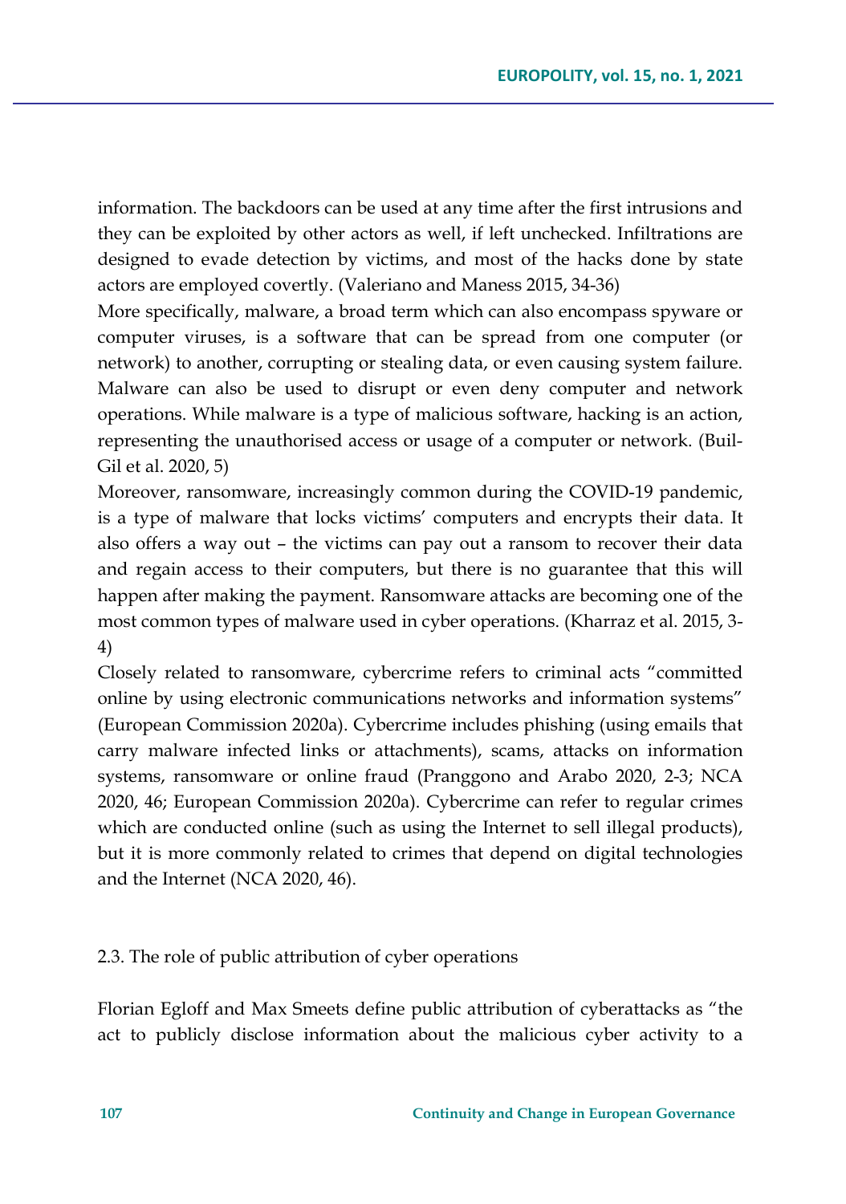information. The backdoors can be used at any time after the first intrusions and they can be exploited by other actors as well, if left unchecked. Infiltrations are designed to evade detection by victims, and most of the hacks done by state actors are employed covertly. (Valeriano and Maness 2015, 34-36)

More specifically, malware, a broad term which can also encompass spyware or computer viruses, is a software that can be spread from one computer (or network) to another, corrupting or stealing data, or even causing system failure. Malware can also be used to disrupt or even deny computer and network operations. While malware is a type of malicious software, hacking is an action, representing the unauthorised access or usage of a computer or network. (Buil-Gil et al. 2020, 5)

Moreover, ransomware, increasingly common during the COVID-19 pandemic, is a type of malware that locks victims' computers and encrypts their data. It also offers a way out – the victims can pay out a ransom to recover their data and regain access to their computers, but there is no guarantee that this will happen after making the payment. Ransomware attacks are becoming one of the most common types of malware used in cyber operations. (Kharraz et al. 2015, 3-4)

Closely related to ransomware, cybercrime refers to criminal acts "committed online by using electronic communications networks and information systems" (European Commission 2020a). Cybercrime includes phishing (using emails that carry malware infected links or attachments), scams, attacks on information systems, ransomware or online fraud (Pranggono and Arabo 2020, 2-3; NCA 2020, 46; European Commission 2020a). Cybercrime can refer to regular crimes which are conducted online (such as using the Internet to sell illegal products), but it is more commonly related to crimes that depend on digital technologies and the Internet (NCA 2020, 46).

### 2.3. The role of public attribution of cyber operations

Florian Egloff and Max Smeets define public attribution of cyberattacks as "the act to publicly disclose information about the malicious cyber activity to a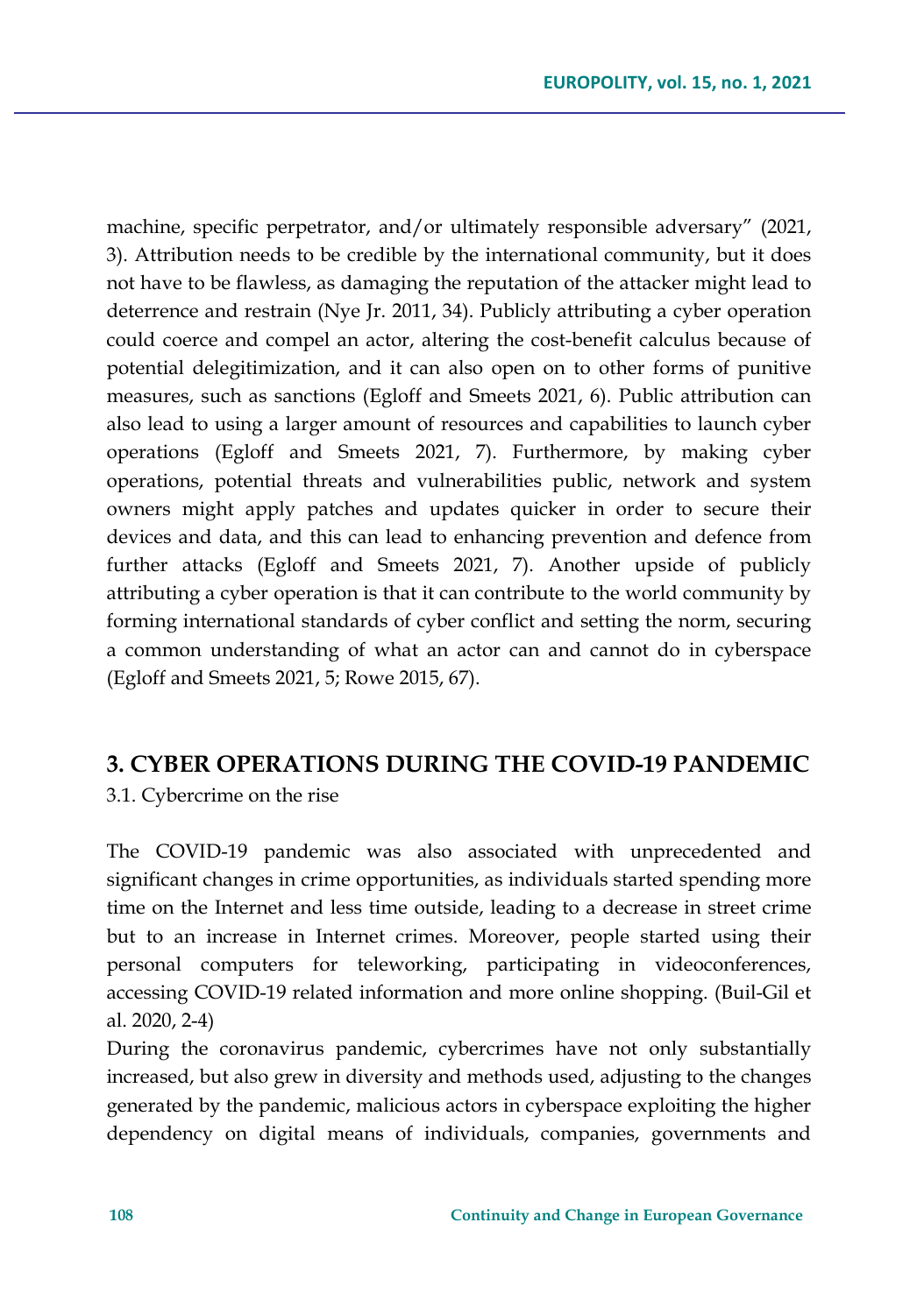machine, specific perpetrator, and/or ultimately responsible adversary" (2021, 3). Attribution needs to be credible by the international community, but it does not have to be flawless, as damaging the reputation of the attacker might lead to deterrence and restrain (Nye Jr. 2011, 34). Publicly attributing a cyber operation could coerce and compel an actor, altering the cost-benefit calculus because of potential delegitimization, and it can also open on to other forms of punitive measures, such as sanctions (Egloff and Smeets 2021, 6). Public attribution can also lead to using a larger amount of resources and capabilities to launch cyber operations (Egloff and Smeets 2021, 7). Furthermore, by making cyber operations, potential threats and vulnerabilities public, network and system owners might apply patches and updates quicker in order to secure their devices and data, and this can lead to enhancing prevention and defence from further attacks (Egloff and Smeets 2021, 7). Another upside of publicly attributing a cyber operation is that it can contribute to the world community by forming international standards of cyber conflict and setting the norm, securing a common understanding of what an actor can and cannot do in cyberspace (Egloff and Smeets 2021, 5; Rowe 2015, 67).

## 3. CYBER OPERATIONS DURING THE COVID-19 PANDEMIC

### 3.1. Cybercrime on the rise

The COVID-19 pandemic was also associated with unprecedented and significant changes in crime opportunities, as individuals started spending more time on the Internet and less time outside, leading to a decrease in street crime but to an increase in Internet crimes. Moreover, people started using their personal computers for teleworking, participating in videoconferences, accessing COVID-19 related information and more online shopping. (Buil-Gil et al. 2020, 2-4)

During the coronavirus pandemic, cybercrimes have not only substantially increased, but also grew in diversity and methods used, adjusting to the changes generated by the pandemic, malicious actors in cyberspace exploiting the higher dependency on digital means of individuals, companies, governments and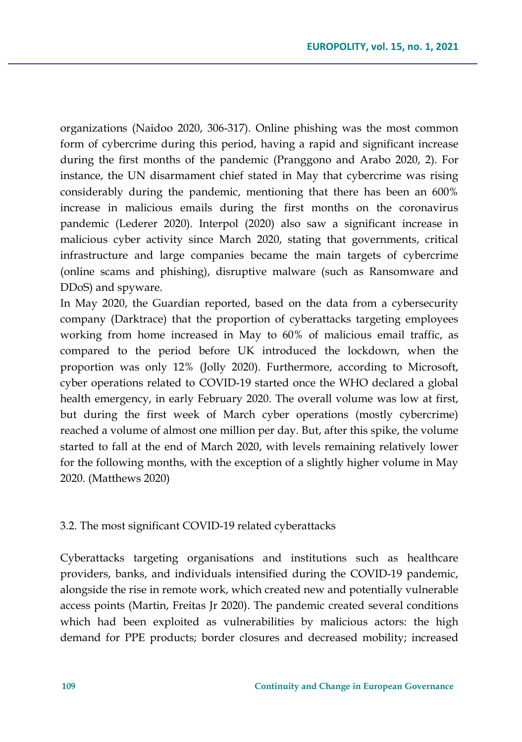organizations (Naidoo 2020, 306-317). Online phishing was the most common form of cybercrime during this period, having a rapid and significant increase during the first months of the pandemic (Pranggono and Arabo 2020, 2). For instance, the UN disarmament chief stated in May that cybercrime was rising considerably during the pandemic, mentioning that there has been an 600% increase in malicious emails during the first months on the coronavirus pandemic (Lederer 2020). Interpol (2020) also saw a significant increase in malicious cyber activity since March 2020, stating that governments, critical infrastructure and large companies became the main targets of cybercrime (online scams and phishing), disruptive malware (such as Ransomware and DDoS) and spyware.

In May 2020, the Guardian reported, based on the data from a cybersecurity company (Darktrace) that the proportion of cyberattacks targeting employees working from home increased in May to 60% of malicious email traffic, as compared to the period before UK introduced the lockdown, when the proportion was only 12% (Jolly 2020). Furthermore, according to Microsoft, cyber operations related to COVID-19 started once the WHO declared a global health emergency, in early February 2020. The overall volume was low at first, but during the first week of March cyber operations (mostly cybercrime) reached a volume of almost one million per day. But, after this spike, the volume started to fall at the end of March 2020, with levels remaining relatively lower for the following months, with the exception of a slightly higher volume in May 2020. (Matthews 2020)

### 3.2. The most significant COVID-19 related cyberattacks

Cyberattacks targeting organisations and institutions such as healthcare providers, banks, and individuals intensified during the COVID-19 pandemic, alongside the rise in remote work, which created new and potentially vulnerable access points (Martin, Freitas Jr 2020). The pandemic created several conditions which had been exploited as vulnerabilities by malicious actors: the high demand for PPE products; border closures and decreased mobility; increased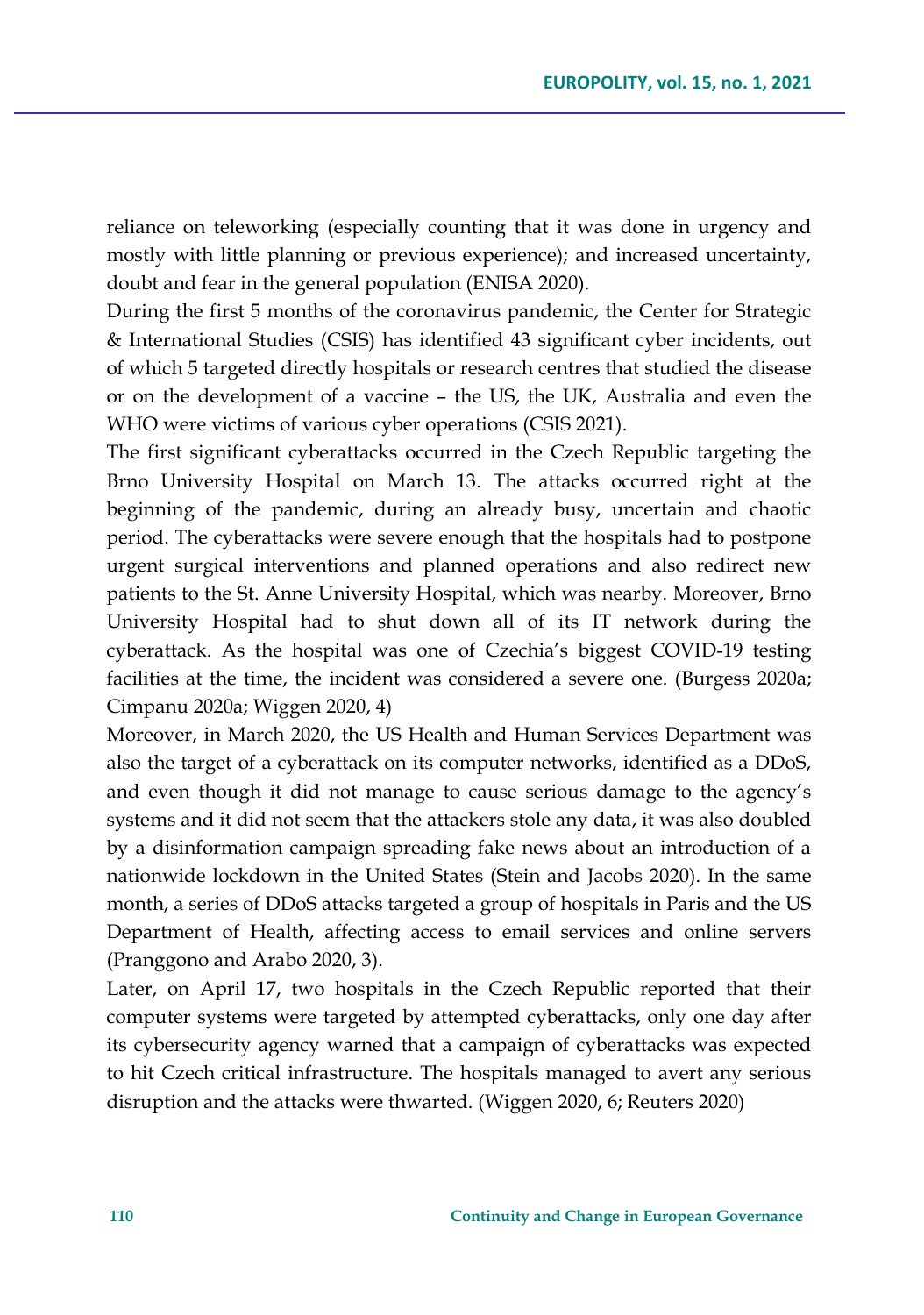reliance on teleworking (especially counting that it was done in urgency and mostly with little planning or previous experience); and increased uncertainty, doubt and fear in the general population (ENISA 2020).

During the first 5 months of the coronavirus pandemic, the Center for Strategic & International Studies (CSIS) has identified 43 significant cyber incidents, out of which 5 targeted directly hospitals or research centres that studied the disease or on the development of a vaccine – the US, the UK, Australia and even the WHO were victims of various cyber operations (CSIS 2021).

The first significant cyberattacks occurred in the Czech Republic targeting the Brno University Hospital on March 13. The attacks occurred right at the beginning of the pandemic, during an already busy, uncertain and chaotic period. The cyberattacks were severe enough that the hospitals had to postpone urgent surgical interventions and planned operations and also redirect new patients to the St. Anne University Hospital, which was nearby. Moreover, Brno University Hospital had to shut down all of its IT network during the cyberattack. As the hospital was one of Czechia's biggest COVID-19 testing facilities at the time, the incident was considered a severe one. (Burgess 2020a; Cimpanu 2020a; Wiggen 2020, 4)

Moreover, in March 2020, the US Health and Human Services Department was also the target of a cyberattack on its computer networks, identified as a DDoS, and even though it did not manage to cause serious damage to the agency's systems and it did not seem that the attackers stole any data, it was also doubled by a disinformation campaign spreading fake news about an introduction of a nationwide lockdown in the United States (Stein and Jacobs 2020). In the same month, a series of DDoS attacks targeted a group of hospitals in Paris and the US Department of Health, affecting access to email services and online servers (Pranggono and Arabo 2020, 3).

Later, on April 17, two hospitals in the Czech Republic reported that their computer systems were targeted by attempted cyberattacks, only one day after its cybersecurity agency warned that a campaign of cyberattacks was expected to hit Czech critical infrastructure. The hospitals managed to avert any serious disruption and the attacks were thwarted. (Wiggen 2020, 6; Reuters 2020)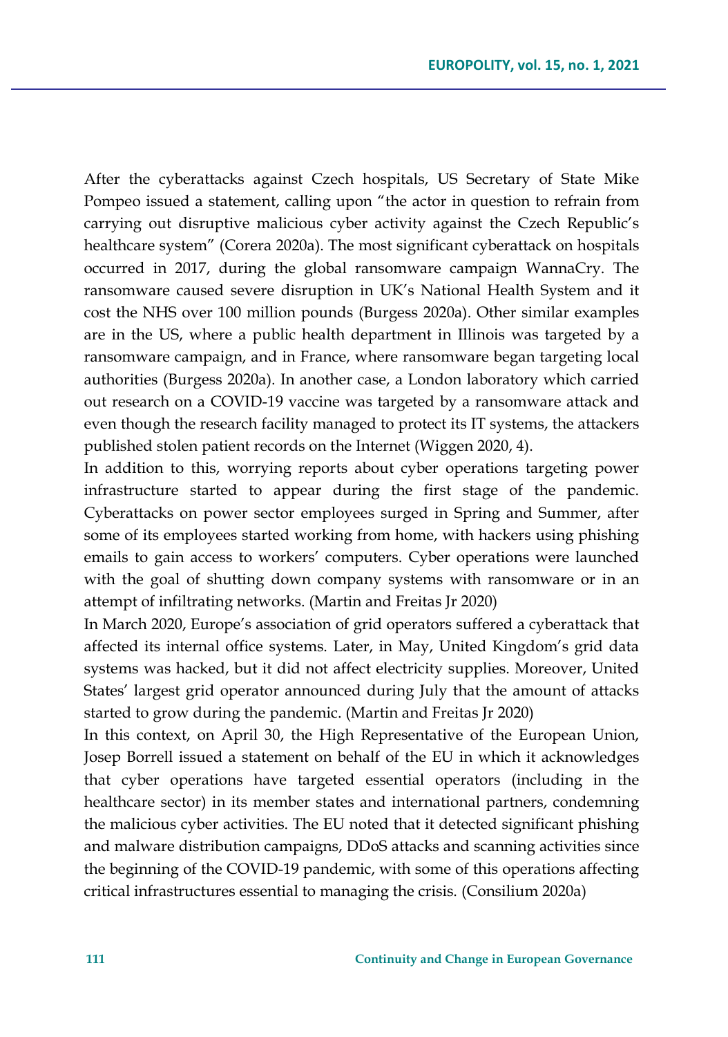After the cyberattacks against Czech hospitals, US Secretary of State Mike Pompeo issued a statement, calling upon "the actor in question to refrain from carrying out disruptive malicious cyber activity against the Czech Republic's healthcare system" (Corera 2020a). The most significant cyberattack on hospitals occurred in 2017, during the global ransomware campaign WannaCry. The ransomware caused severe disruption in UK's National Health System and it cost the NHS over 100 million pounds (Burgess 2020a). Other similar examples are in the US, where a public health department in Illinois was targeted by a ransomware campaign, and in France, where ransomware began targeting local authorities (Burgess 2020a). In another case, a London laboratory which carried out research on a COVID-19 vaccine was targeted by a ransomware attack and even though the research facility managed to protect its IT systems, the attackers published stolen patient records on the Internet (Wiggen 2020, 4).

In addition to this, worrying reports about cyber operations targeting power infrastructure started to appear during the first stage of the pandemic. Cyberattacks on power sector employees surged in Spring and Summer, after some of its employees started working from home, with hackers using phishing emails to gain access to workers' computers. Cyber operations were launched with the goal of shutting down company systems with ransomware or in an attempt of infiltrating networks. (Martin and Freitas Jr 2020)

In March 2020, Europe's association of grid operators suffered a cyberattack that affected its internal office systems. Later, in May, United Kingdom's grid data systems was hacked, but it did not affect electricity supplies. Moreover, United States' largest grid operator announced during July that the amount of attacks started to grow during the pandemic. (Martin and Freitas Jr 2020)

In this context, on April 30, the High Representative of the European Union, Josep Borrell issued a statement on behalf of the EU in which it acknowledges that cyber operations have targeted essential operators (including in the healthcare sector) in its member states and international partners, condemning the malicious cyber activities. The EU noted that it detected significant phishing and malware distribution campaigns, DDoS attacks and scanning activities since the beginning of the COVID-19 pandemic, with some of this operations affecting critical infrastructures essential to managing the crisis. (Consilium 2020a)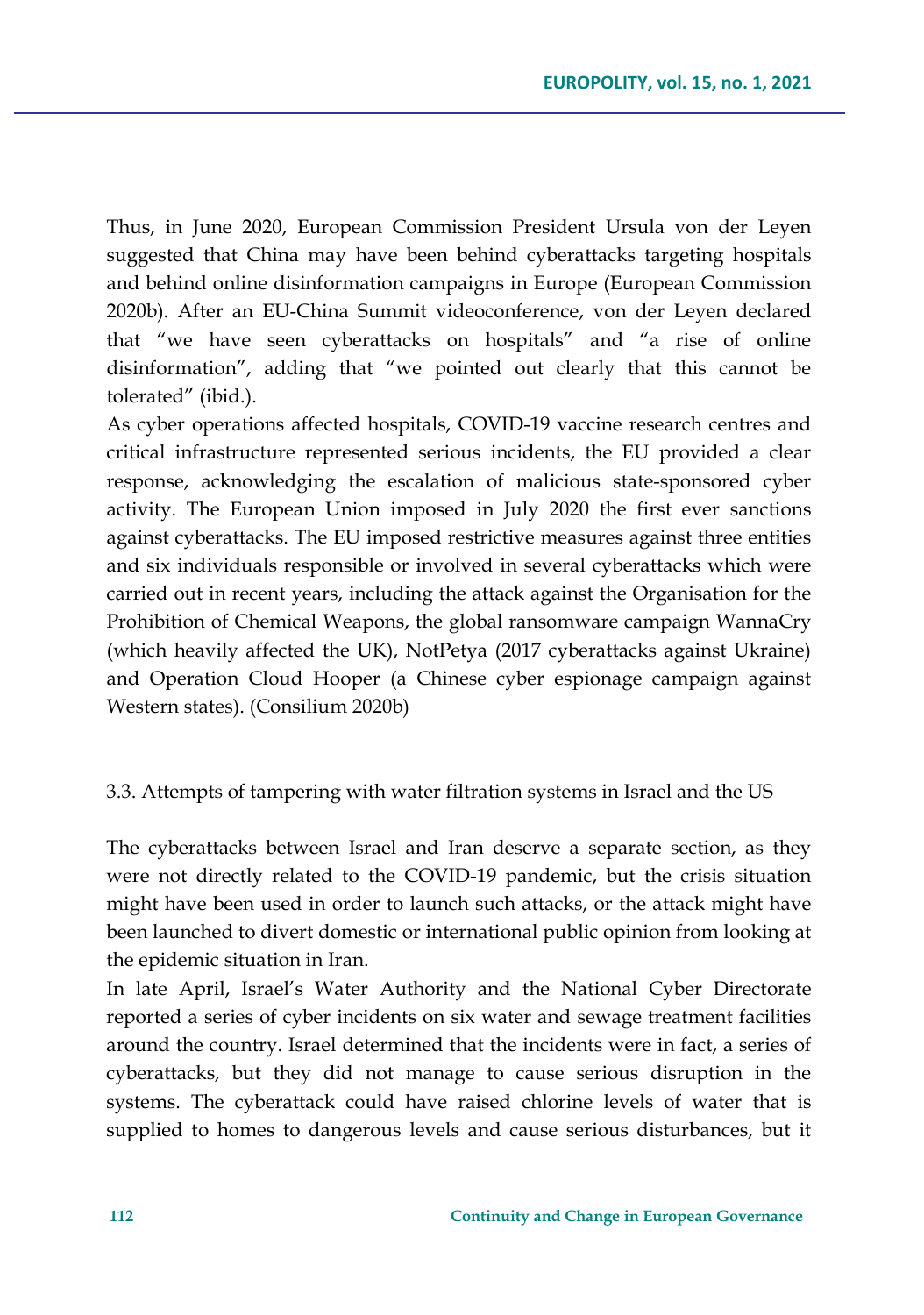Thus, in June 2020, European Commission President Ursula von der Leyen suggested that China may have been behind cyberattacks targeting hospitals and behind online disinformation campaigns in Europe (European Commission 2020b). After an EU-China Summit videoconference, von der Leyen declared that "we have seen cyberattacks on hospitals" and "a rise of online disinformation", adding that "we pointed out clearly that this cannot be tolerated" (ibid.).
As cyber operations affected hospitals, COVID-19 vaccine research centres and critical infrastructure represented serious incidents, the EU provided a clear response, acknowledging the escalation of malicious state-sponsored cyber activity. The European Union imposed in July 2020 the first ever sanctions against cyberattacks. The EU imposed restrictive measures against three entities and six individuals responsible or involved in several cyberattacks which were carried out in recent years, including the attack against the Organisation for the Prohibition of Chemical Weapons, the global ransomware campaign WannaCry (which heavily affected the UK), NotPetya (2017 cyberattacks against Ukraine) and Operation Cloud Hooper (a Chinese cyber espionage campaign against Western states). (Consilium 2020b)

### 3.3. Attempts of tampering with water filtration systems in Israel and the US

The cyberattacks between Israel and Iran deserve a separate section, as they were not directly related to the COVID-19 pandemic, but the crisis situation might have been used in order to launch such attacks, or the attack might have been launched to divert domestic or international public opinion from looking at the epidemic situation in Iran.
In late April, Israel's Water Authority and the National Cyber Directorate reported a series of cyber incidents on six water and sewage treatment facilities around the country. Israel determined that the incidents were in fact, a series of cyberattacks, but they did not manage to cause serious disruption in the systems. The cyberattack could have raised chlorine levels of water that is supplied to homes to dangerous levels and cause serious disturbances, but it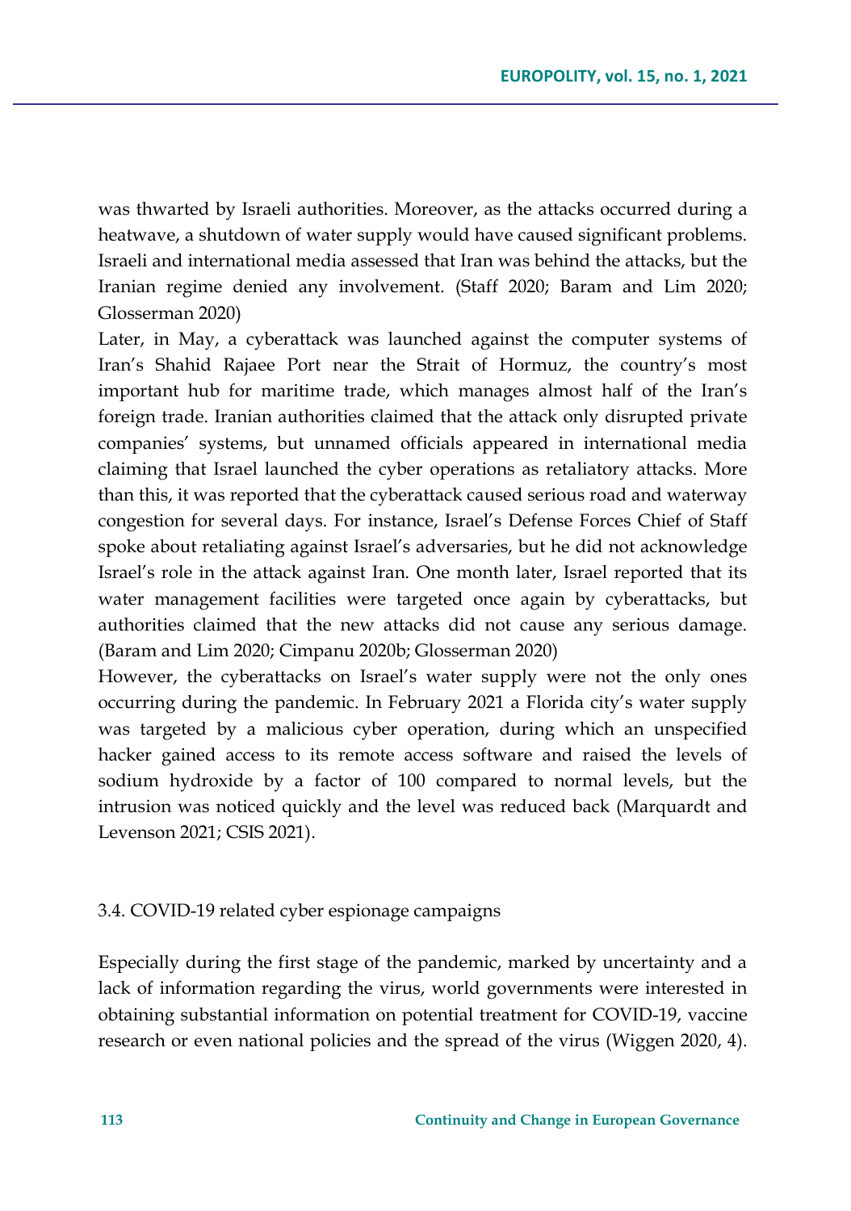was thwarted by Israeli authorities. Moreover, as the attacks occurred during a heatwave, a shutdown of water supply would have caused significant problems. Israeli and international media assessed that Iran was behind the attacks, but the Iranian regime denied any involvement. (Staff 2020; Baram and Lim 2020; Glosserman 2020)

Later, in May, a cyberattack was launched against the computer systems of Iran's Shahid Rajaee Port near the Strait of Hormuz, the country's most important hub for maritime trade, which manages almost half of the Iran's foreign trade. Iranian authorities claimed that the attack only disrupted private companies' systems, but unnamed officials appeared in international media claiming that Israel launched the cyber operations as retaliatory attacks. More than this, it was reported that the cyberattack caused serious road and waterway congestion for several days. For instance, Israel's Defense Forces Chief of Staff spoke about retaliating against Israel's adversaries, but he did not acknowledge Israel's role in the attack against Iran. One month later, Israel reported that its water management facilities were targeted once again by cyberattacks, but authorities claimed that the new attacks did not cause any serious damage. (Baram and Lim 2020; Cimpanu 2020b; Glosserman 2020)

However, the cyberattacks on Israel's water supply were not the only ones occurring during the pandemic. In February 2021 a Florida city's water supply was targeted by a malicious cyber operation, during which an unspecified hacker gained access to its remote access software and raised the levels of sodium hydroxide by a factor of 100 compared to normal levels, but the intrusion was noticed quickly and the level was reduced back (Marquardt and Levenson 2021; CSIS 2021).

### 3.4. COVID-19 related cyber espionage campaigns

Especially during the first stage of the pandemic, marked by uncertainty and a lack of information regarding the virus, world governments were interested in obtaining substantial information on potential treatment for COVID-19, vaccine research or even national policies and the spread of the virus (Wiggen 2020, 4).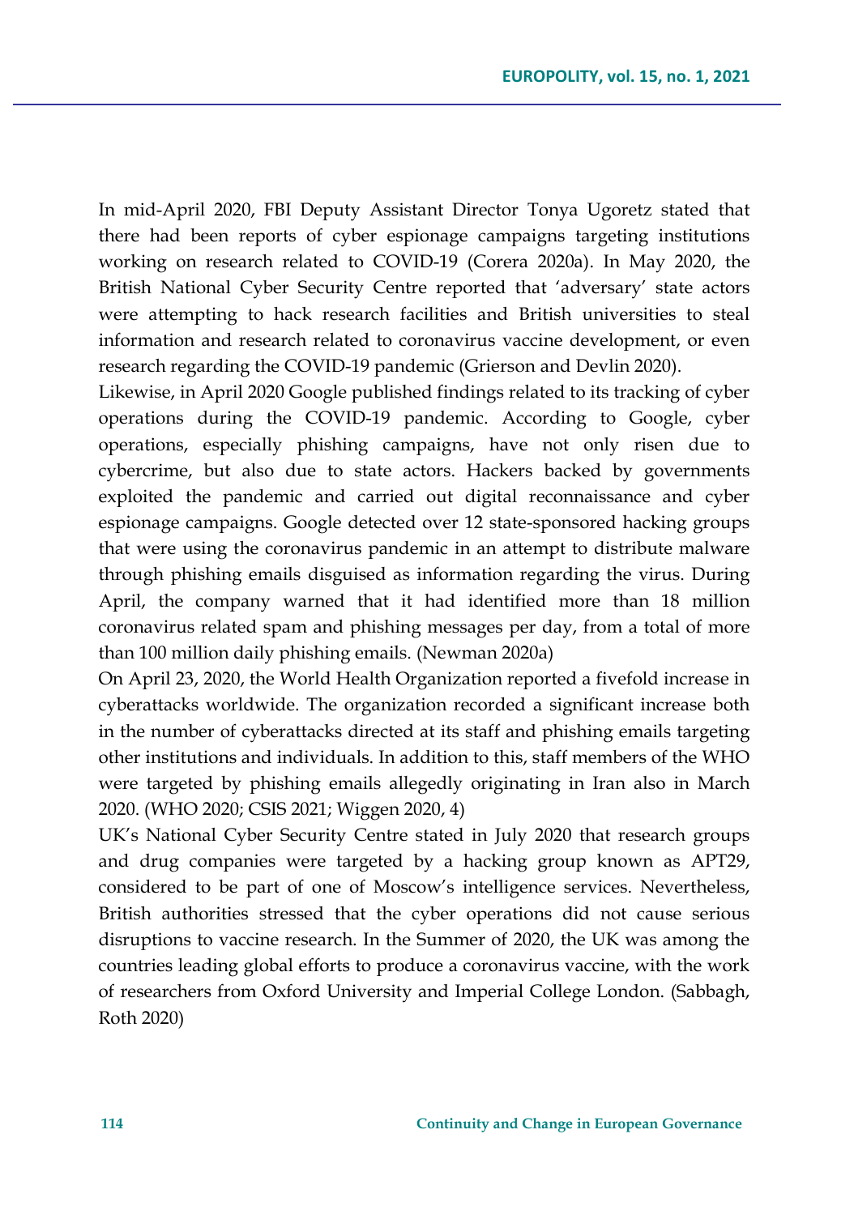In mid-April 2020, FBI Deputy Assistant Director Tonya Ugoretz stated that there had been reports of cyber espionage campaigns targeting institutions working on research related to COVID-19 (Corera 2020a). In May 2020, the British National Cyber Security Centre reported that 'adversary' state actors were attempting to hack research facilities and British universities to steal information and research related to coronavirus vaccine development, or even research regarding the COVID-19 pandemic (Grierson and Devlin 2020).

Likewise, in April 2020 Google published findings related to its tracking of cyber operations during the COVID-19 pandemic. According to Google, cyber operations, especially phishing campaigns, have not only risen due to cybercrime, but also due to state actors. Hackers backed by governments exploited the pandemic and carried out digital reconnaissance and cyber espionage campaigns. Google detected over 12 state-sponsored hacking groups that were using the coronavirus pandemic in an attempt to distribute malware through phishing emails disguised as information regarding the virus. During April, the company warned that it had identified more than 18 million coronavirus related spam and phishing messages per day, from a total of more than 100 million daily phishing emails. (Newman 2020a)

On April 23, 2020, the World Health Organization reported a fivefold increase in cyberattacks worldwide. The organization recorded a significant increase both in the number of cyberattacks directed at its staff and phishing emails targeting other institutions and individuals. In addition to this, staff members of the WHO were targeted by phishing emails allegedly originating in Iran also in March 2020. (WHO 2020; CSIS 2021; Wiggen 2020, 4)

UK's National Cyber Security Centre stated in July 2020 that research groups and drug companies were targeted by a hacking group known as APT29, considered to be part of one of Moscow's intelligence services. Nevertheless, British authorities stressed that the cyber operations did not cause serious disruptions to vaccine research. In the Summer of 2020, the UK was among the countries leading global efforts to produce a coronavirus vaccine, with the work of researchers from Oxford University and Imperial College London. (Sabbagh, Roth 2020)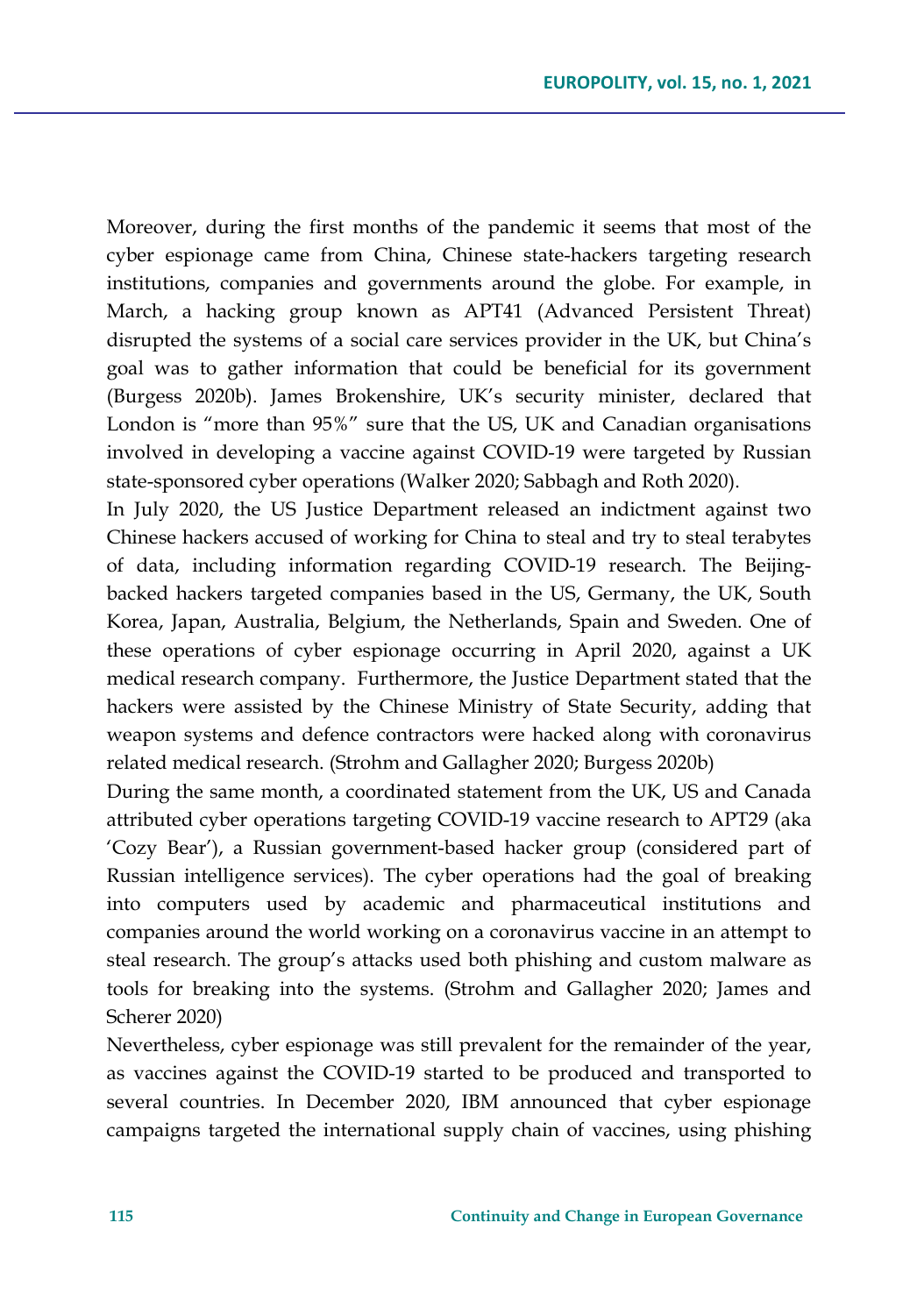Moreover, during the first months of the pandemic it seems that most of the cyber espionage came from China, Chinese state-hackers targeting research institutions, companies and governments around the globe. For example, in March, a hacking group known as APT41 (Advanced Persistent Threat) disrupted the systems of a social care services provider in the UK, but China's goal was to gather information that could be beneficial for its government (Burgess 2020b). James Brokenshire, UK's security minister, declared that London is "more than 95%" sure that the US, UK and Canadian organisations involved in developing a vaccine against COVID-19 were targeted by Russian state-sponsored cyber operations (Walker 2020; Sabbagh and Roth 2020).

In July 2020, the US Justice Department released an indictment against two Chinese hackers accused of working for China to steal and try to steal terabytes of data, including information regarding COVID-19 research. The Beijing-backed hackers targeted companies based in the US, Germany, the UK, South Korea, Japan, Australia, Belgium, the Netherlands, Spain and Sweden. One of these operations of cyber espionage occurring in April 2020, against a UK medical research company. Furthermore, the Justice Department stated that the hackers were assisted by the Chinese Ministry of State Security, adding that weapon systems and defence contractors were hacked along with coronavirus related medical research. (Strohm and Gallagher 2020; Burgess 2020b)

During the same month, a coordinated statement from the UK, US and Canada attributed cyber operations targeting COVID-19 vaccine research to APT29 (aka 'Cozy Bear'), a Russian government-based hacker group (considered part of Russian intelligence services). The cyber operations had the goal of breaking into computers used by academic and pharmaceutical institutions and companies around the world working on a coronavirus vaccine in an attempt to steal research. The group's attacks used both phishing and custom malware as tools for breaking into the systems. (Strohm and Gallagher 2020; James and Scherer 2020)

Nevertheless, cyber espionage was still prevalent for the remainder of the year, as vaccines against the COVID-19 started to be produced and transported to several countries. In December 2020, IBM announced that cyber espionage campaigns targeted the international supply chain of vaccines, using phishing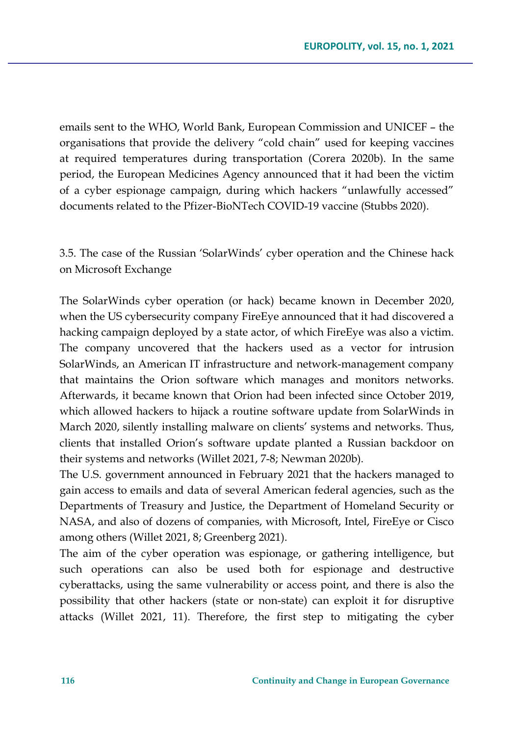emails sent to the WHO, World Bank, European Commission and UNICEF – the organisations that provide the delivery "cold chain" used for keeping vaccines at required temperatures during transportation (Corera 2020b). In the same period, the European Medicines Agency announced that it had been the victim of a cyber espionage campaign, during which hackers "unlawfully accessed" documents related to the Pfizer-BioNTech COVID-19 vaccine (Stubbs 2020).

### 3.5. The case of the Russian 'SolarWinds' cyber operation and the Chinese hack on Microsoft Exchange

The SolarWinds cyber operation (or hack) became known in December 2020, when the US cybersecurity company FireEye announced that it had discovered a hacking campaign deployed by a state actor, of which FireEye was also a victim. The company uncovered that the hackers used as a vector for intrusion SolarWinds, an American IT infrastructure and network-management company that maintains the Orion software which manages and monitors networks. Afterwards, it became known that Orion had been infected since October 2019, which allowed hackers to hijack a routine software update from SolarWinds in March 2020, silently installing malware on clients' systems and networks. Thus, clients that installed Orion's software update planted a Russian backdoor on their systems and networks (Willet 2021, 7-8; Newman 2020b).

The U.S. government announced in February 2021 that the hackers managed to gain access to emails and data of several American federal agencies, such as the Departments of Treasury and Justice, the Department of Homeland Security or NASA, and also of dozens of companies, with Microsoft, Intel, FireEye or Cisco among others (Willet 2021, 8; Greenberg 2021).

The aim of the cyber operation was espionage, or gathering intelligence, but such operations can also be used both for espionage and destructive cyberattacks, using the same vulnerability or access point, and there is also the possibility that other hackers (state or non-state) can exploit it for disruptive attacks (Willet 2021, 11). Therefore, the first step to mitigating the cyber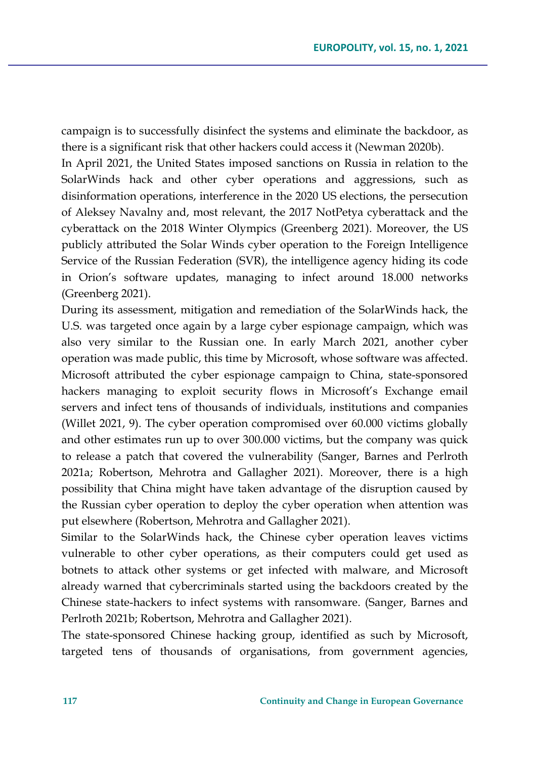campaign is to successfully disinfect the systems and eliminate the backdoor, as there is a significant risk that other hackers could access it (Newman 2020b).

In April 2021, the United States imposed sanctions on Russia in relation to the SolarWinds hack and other cyber operations and aggressions, such as disinformation operations, interference in the 2020 US elections, the persecution of Aleksey Navalny and, most relevant, the 2017 NotPetya cyberattack and the cyberattack on the 2018 Winter Olympics (Greenberg 2021). Moreover, the US publicly attributed the Solar Winds cyber operation to the Foreign Intelligence Service of the Russian Federation (SVR), the intelligence agency hiding its code in Orion's software updates, managing to infect around 18.000 networks (Greenberg 2021).

During its assessment, mitigation and remediation of the SolarWinds hack, the U.S. was targeted once again by a large cyber espionage campaign, which was also very similar to the Russian one. In early March 2021, another cyber operation was made public, this time by Microsoft, whose software was affected. Microsoft attributed the cyber espionage campaign to China, state-sponsored hackers managing to exploit security flows in Microsoft's Exchange email servers and infect tens of thousands of individuals, institutions and companies (Willet 2021, 9). The cyber operation compromised over 60.000 victims globally and other estimates run up to over 300.000 victims, but the company was quick to release a patch that covered the vulnerability (Sanger, Barnes and Perlroth 2021a; Robertson, Mehrotra and Gallagher 2021). Moreover, there is a high possibility that China might have taken advantage of the disruption caused by the Russian cyber operation to deploy the cyber operation when attention was put elsewhere (Robertson, Mehrotra and Gallagher 2021).

Similar to the SolarWinds hack, the Chinese cyber operation leaves victims vulnerable to other cyber operations, as their computers could get used as botnets to attack other systems or get infected with malware, and Microsoft already warned that cybercriminals started using the backdoors created by the Chinese state-hackers to infect systems with ransomware. (Sanger, Barnes and Perlroth 2021b; Robertson, Mehrotra and Gallagher 2021).

The state-sponsored Chinese hacking group, identified as such by Microsoft, targeted tens of thousands of organisations, from government agencies,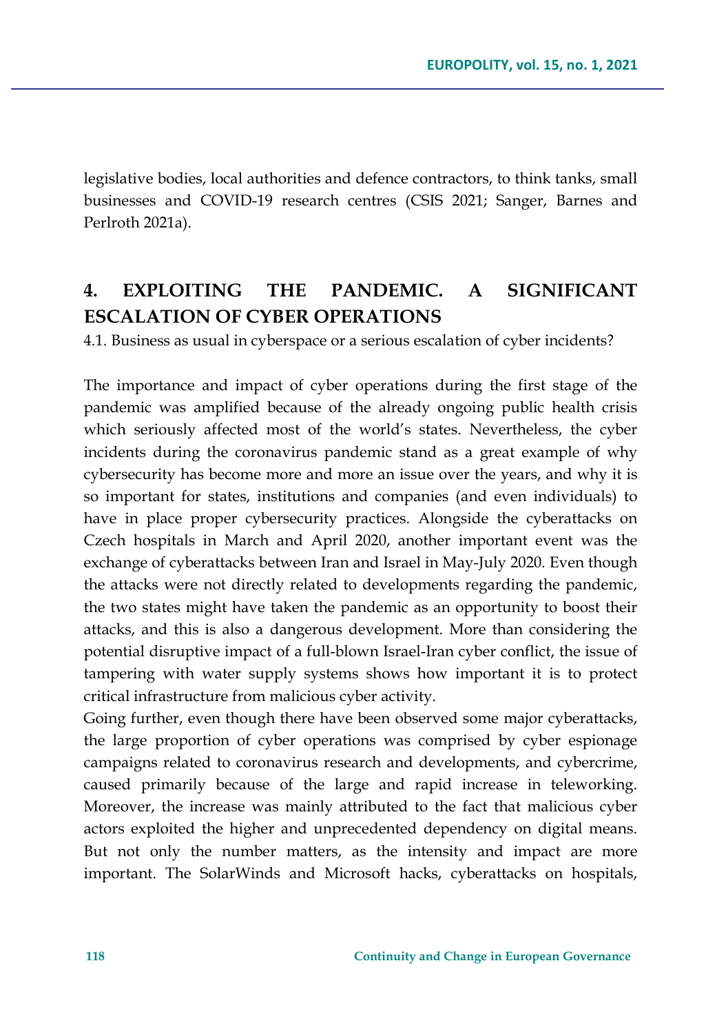legislative bodies, local authorities and defence contractors, to think tanks, small businesses and COVID-19 research centres (CSIS 2021; Sanger, Barnes and Perlroth 2021a).

## 4. EXPLOITING THE PANDEMIC. A SIGNIFICANT ESCALATION OF CYBER OPERATIONS

### 4.1. Business as usual in cyberspace or a serious escalation of cyber incidents?

The importance and impact of cyber operations during the first stage of the pandemic was amplified because of the already ongoing public health crisis which seriously affected most of the world's states. Nevertheless, the cyber incidents during the coronavirus pandemic stand as a great example of why cybersecurity has become more and more an issue over the years, and why it is so important for states, institutions and companies (and even individuals) to have in place proper cybersecurity practices. Alongside the cyberattacks on Czech hospitals in March and April 2020, another important event was the exchange of cyberattacks between Iran and Israel in May-July 2020. Even though the attacks were not directly related to developments regarding the pandemic, the two states might have taken the pandemic as an opportunity to boost their attacks, and this is also a dangerous development. More than considering the potential disruptive impact of a full-blown Israel-Iran cyber conflict, the issue of tampering with water supply systems shows how important it is to protect critical infrastructure from malicious cyber activity.

Going further, even though there have been observed some major cyberattacks, the large proportion of cyber operations was comprised by cyber espionage campaigns related to coronavirus research and developments, and cybercrime, caused primarily because of the large and rapid increase in teleworking. Moreover, the increase was mainly attributed to the fact that malicious cyber actors exploited the higher and unprecedented dependency on digital means. But not only the number matters, as the intensity and impact are more important. The SolarWinds and Microsoft hacks, cyberattacks on hospitals,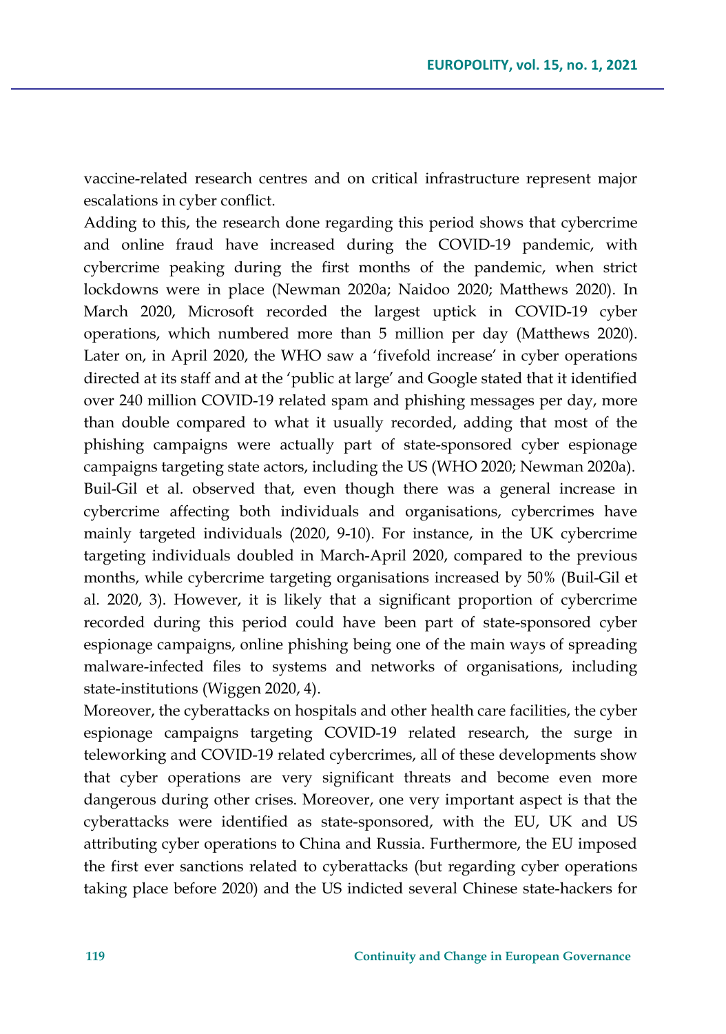vaccine-related research centres and on critical infrastructure represent major escalations in cyber conflict.

Adding to this, the research done regarding this period shows that cybercrime and online fraud have increased during the COVID-19 pandemic, with cybercrime peaking during the first months of the pandemic, when strict lockdowns were in place (Newman 2020a; Naidoo 2020; Matthews 2020). In March 2020, Microsoft recorded the largest uptick in COVID-19 cyber operations, which numbered more than 5 million per day (Matthews 2020). Later on, in April 2020, the WHO saw a 'fivefold increase' in cyber operations directed at its staff and at the 'public at large' and Google stated that it identified over 240 million COVID-19 related spam and phishing messages per day, more than double compared to what it usually recorded, adding that most of the phishing campaigns were actually part of state-sponsored cyber espionage campaigns targeting state actors, including the US (WHO 2020; Newman 2020a). Buil-Gil et al. observed that, even though there was a general increase in cybercrime affecting both individuals and organisations, cybercrimes have mainly targeted individuals (2020, 9-10). For instance, in the UK cybercrime targeting individuals doubled in March-April 2020, compared to the previous months, while cybercrime targeting organisations increased by 50% (Buil-Gil et al. 2020, 3). However, it is likely that a significant proportion of cybercrime recorded during this period could have been part of state-sponsored cyber espionage campaigns, online phishing being one of the main ways of spreading malware-infected files to systems and networks of organisations, including state-institutions (Wiggen 2020, 4).

Moreover, the cyberattacks on hospitals and other health care facilities, the cyber espionage campaigns targeting COVID-19 related research, the surge in teleworking and COVID-19 related cybercrimes, all of these developments show that cyber operations are very significant threats and become even more dangerous during other crises. Moreover, one very important aspect is that the cyberattacks were identified as state-sponsored, with the EU, UK and US attributing cyber operations to China and Russia. Furthermore, the EU imposed the first ever sanctions related to cyberattacks (but regarding cyber operations taking place before 2020) and the US indicted several Chinese state-hackers for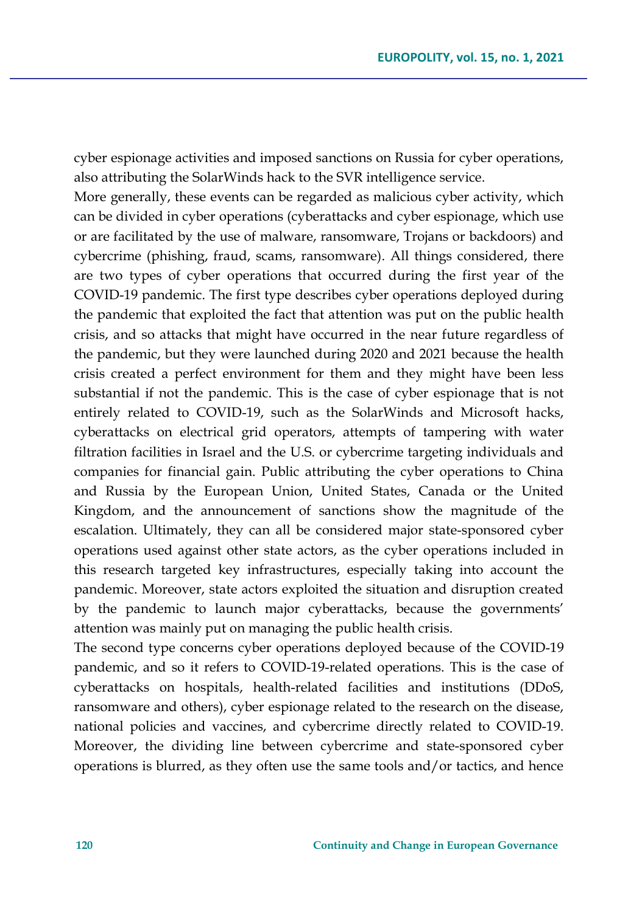cyber espionage activities and imposed sanctions on Russia for cyber operations, also attributing the SolarWinds hack to the SVR intelligence service.

More generally, these events can be regarded as malicious cyber activity, which can be divided in cyber operations (cyberattacks and cyber espionage, which use or are facilitated by the use of malware, ransomware, Trojans or backdoors) and cybercrime (phishing, fraud, scams, ransomware). All things considered, there are two types of cyber operations that occurred during the first year of the COVID-19 pandemic. The first type describes cyber operations deployed during the pandemic that exploited the fact that attention was put on the public health crisis, and so attacks that might have occurred in the near future regardless of the pandemic, but they were launched during 2020 and 2021 because the health crisis created a perfect environment for them and they might have been less substantial if not the pandemic. This is the case of cyber espionage that is not entirely related to COVID-19, such as the SolarWinds and Microsoft hacks, cyberattacks on electrical grid operators, attempts of tampering with water filtration facilities in Israel and the U.S. or cybercrime targeting individuals and companies for financial gain. Public attributing the cyber operations to China and Russia by the European Union, United States, Canada or the United Kingdom, and the announcement of sanctions show the magnitude of the escalation. Ultimately, they can all be considered major state-sponsored cyber operations used against other state actors, as the cyber operations included in this research targeted key infrastructures, especially taking into account the pandemic. Moreover, state actors exploited the situation and disruption created by the pandemic to launch major cyberattacks, because the governments' attention was mainly put on managing the public health crisis.

The second type concerns cyber operations deployed because of the COVID-19 pandemic, and so it refers to COVID-19-related operations. This is the case of cyberattacks on hospitals, health-related facilities and institutions (DDoS, ransomware and others), cyber espionage related to the research on the disease, national policies and vaccines, and cybercrime directly related to COVID-19. Moreover, the dividing line between cybercrime and state-sponsored cyber operations is blurred, as they often use the same tools and/or tactics, and hence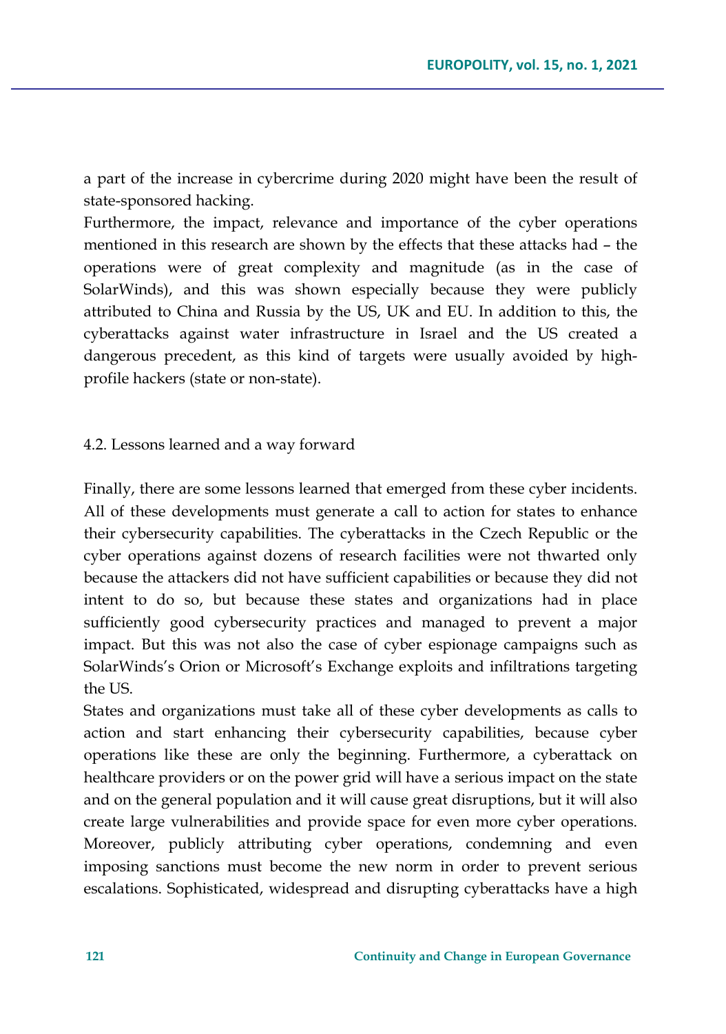a part of the increase in cybercrime during 2020 might have been the result of state-sponsored hacking.

Furthermore, the impact, relevance and importance of the cyber operations mentioned in this research are shown by the effects that these attacks had – the operations were of great complexity and magnitude (as in the case of SolarWinds), and this was shown especially because they were publicly attributed to China and Russia by the US, UK and EU. In addition to this, the cyberattacks against water infrastructure in Israel and the US created a dangerous precedent, as this kind of targets were usually avoided by high-profile hackers (state or non-state).

### 4.2. Lessons learned and a way forward

Finally, there are some lessons learned that emerged from these cyber incidents. All of these developments must generate a call to action for states to enhance their cybersecurity capabilities. The cyberattacks in the Czech Republic or the cyber operations against dozens of research facilities were not thwarted only because the attackers did not have sufficient capabilities or because they did not intent to do so, but because these states and organizations had in place sufficiently good cybersecurity practices and managed to prevent a major impact. But this was not also the case of cyber espionage campaigns such as SolarWinds's Orion or Microsoft's Exchange exploits and infiltrations targeting the US.

States and organizations must take all of these cyber developments as calls to action and start enhancing their cybersecurity capabilities, because cyber operations like these are only the beginning. Furthermore, a cyberattack on healthcare providers or on the power grid will have a serious impact on the state and on the general population and it will cause great disruptions, but it will also create large vulnerabilities and provide space for even more cyber operations. Moreover, publicly attributing cyber operations, condemning and even imposing sanctions must become the new norm in order to prevent serious escalations. Sophisticated, widespread and disrupting cyberattacks have a high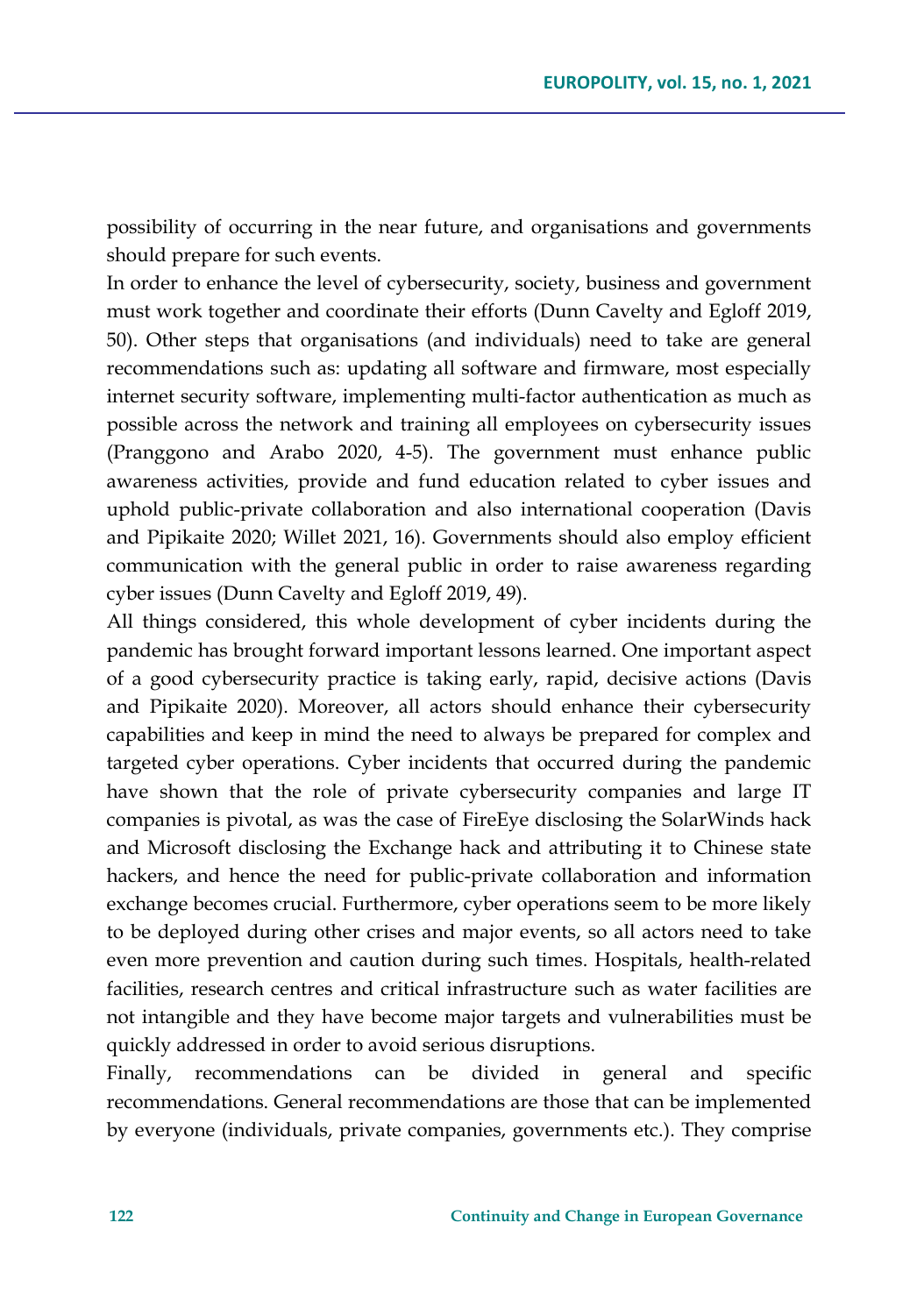possibility of occurring in the near future, and organisations and governments should prepare for such events.

In order to enhance the level of cybersecurity, society, business and government must work together and coordinate their efforts (Dunn Cavelty and Egloff 2019, 50). Other steps that organisations (and individuals) need to take are general recommendations such as: updating all software and firmware, most especially internet security software, implementing multi-factor authentication as much as possible across the network and training all employees on cybersecurity issues (Pranggono and Arabo 2020, 4-5). The government must enhance public awareness activities, provide and fund education related to cyber issues and uphold public-private collaboration and also international cooperation (Davis and Pipikaite 2020; Willet 2021, 16). Governments should also employ efficient communication with the general public in order to raise awareness regarding cyber issues (Dunn Cavelty and Egloff 2019, 49).

All things considered, this whole development of cyber incidents during the pandemic has brought forward important lessons learned. One important aspect of a good cybersecurity practice is taking early, rapid, decisive actions (Davis and Pipikaite 2020). Moreover, all actors should enhance their cybersecurity capabilities and keep in mind the need to always be prepared for complex and targeted cyber operations. Cyber incidents that occurred during the pandemic have shown that the role of private cybersecurity companies and large IT companies is pivotal, as was the case of FireEye disclosing the SolarWinds hack and Microsoft disclosing the Exchange hack and attributing it to Chinese state hackers, and hence the need for public-private collaboration and information exchange becomes crucial. Furthermore, cyber operations seem to be more likely to be deployed during other crises and major events, so all actors need to take even more prevention and caution during such times. Hospitals, health-related facilities, research centres and critical infrastructure such as water facilities are not intangible and they have become major targets and vulnerabilities must be quickly addressed in order to avoid serious disruptions.

Finally, recommendations can be divided in general and specific recommendations. General recommendations are those that can be implemented by everyone (individuals, private companies, governments etc.). They comprise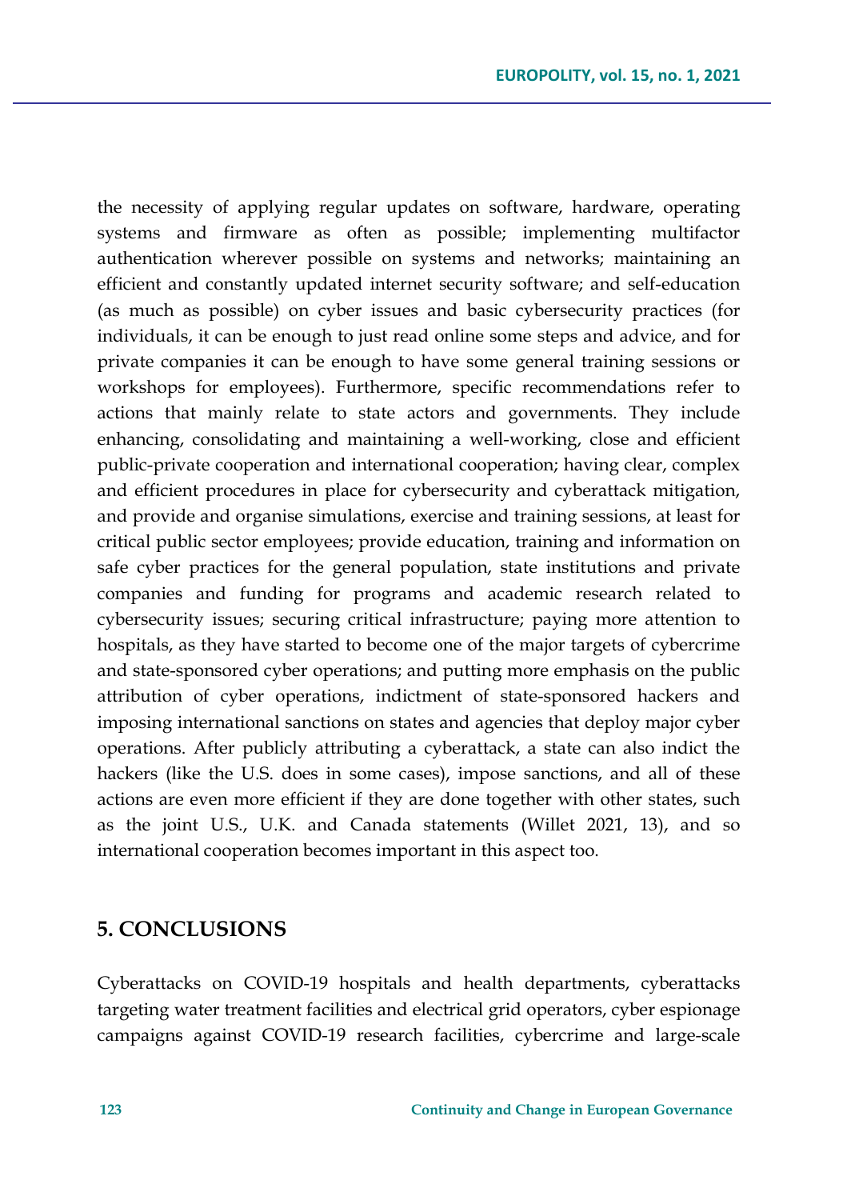the necessity of applying regular updates on software, hardware, operating systems and firmware as often as possible; implementing multifactor authentication wherever possible on systems and networks; maintaining an efficient and constantly updated internet security software; and self-education (as much as possible) on cyber issues and basic cybersecurity practices (for individuals, it can be enough to just read online some steps and advice, and for private companies it can be enough to have some general training sessions or workshops for employees). Furthermore, specific recommendations refer to actions that mainly relate to state actors and governments. They include enhancing, consolidating and maintaining a well-working, close and efficient public-private cooperation and international cooperation; having clear, complex and efficient procedures in place for cybersecurity and cyberattack mitigation, and provide and organise simulations, exercise and training sessions, at least for critical public sector employees; provide education, training and information on safe cyber practices for the general population, state institutions and private companies and funding for programs and academic research related to cybersecurity issues; securing critical infrastructure; paying more attention to hospitals, as they have started to become one of the major targets of cybercrime and state-sponsored cyber operations; and putting more emphasis on the public attribution of cyber operations, indictment of state-sponsored hackers and imposing international sanctions on states and agencies that deploy major cyber operations. After publicly attributing a cyberattack, a state can also indict the hackers (like the U.S. does in some cases), impose sanctions, and all of these actions are even more efficient if they are done together with other states, such as the joint U.S., U.K. and Canada statements (Willet 2021, 13), and so international cooperation becomes important in this aspect too.

## 5. CONCLUSIONS

Cyberattacks on COVID-19 hospitals and health departments, cyberattacks targeting water treatment facilities and electrical grid operators, cyber espionage campaigns against COVID-19 research facilities, cybercrime and large-scale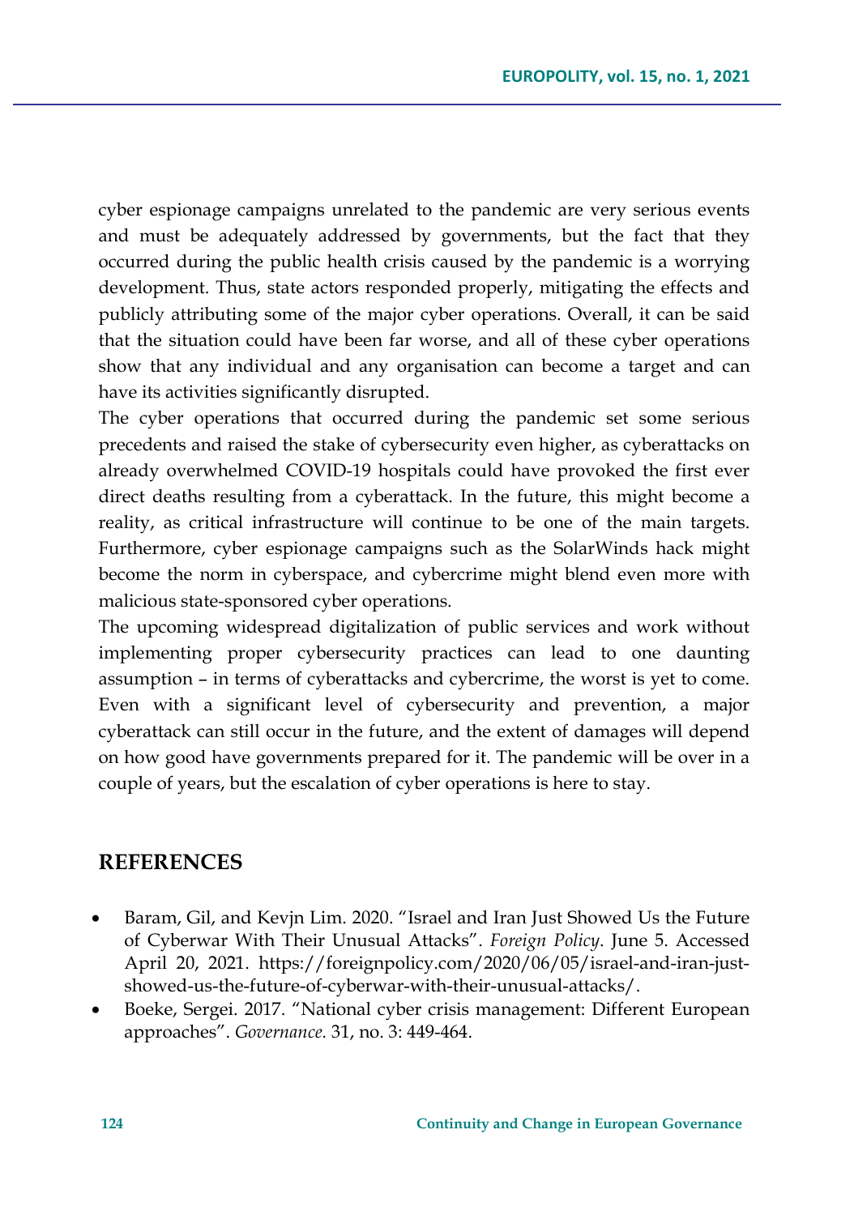cyber espionage campaigns unrelated to the pandemic are very serious events and must be adequately addressed by governments, but the fact that they occurred during the public health crisis caused by the pandemic is a worrying development. Thus, state actors responded properly, mitigating the effects and publicly attributing some of the major cyber operations. Overall, it can be said that the situation could have been far worse, and all of these cyber operations show that any individual and any organisation can become a target and can have its activities significantly disrupted.

The cyber operations that occurred during the pandemic set some serious precedents and raised the stake of cybersecurity even higher, as cyberattacks on already overwhelmed COVID-19 hospitals could have provoked the first ever direct deaths resulting from a cyberattack. In the future, this might become a reality, as critical infrastructure will continue to be one of the main targets. Furthermore, cyber espionage campaigns such as the SolarWinds hack might become the norm in cyberspace, and cybercrime might blend even more with malicious state-sponsored cyber operations.

The upcoming widespread digitalization of public services and work without implementing proper cybersecurity practices can lead to one daunting assumption – in terms of cyberattacks and cybercrime, the worst is yet to come. Even with a significant level of cybersecurity and prevention, a major cyberattack can still occur in the future, and the extent of damages will depend on how good have governments prepared for it. The pandemic will be over in a couple of years, but the escalation of cyber operations is here to stay.

## REFERENCES

- Baram, Gil, and Kevjn Lim. 2020. "Israel and Iran Just Showed Us the Future of Cyberwar With Their Unusual Attacks". *Foreign Policy*. June 5. Accessed April 20, 2021. https://foreignpolicy.com/2020/06/05/israel-and-iran-just-showed-us-the-future-of-cyberwar-with-their-unusual-attacks/.
- Boeke, Sergei. 2017. "National cyber crisis management: Different European approaches". *Governance.* 31, no. 3: 449-464.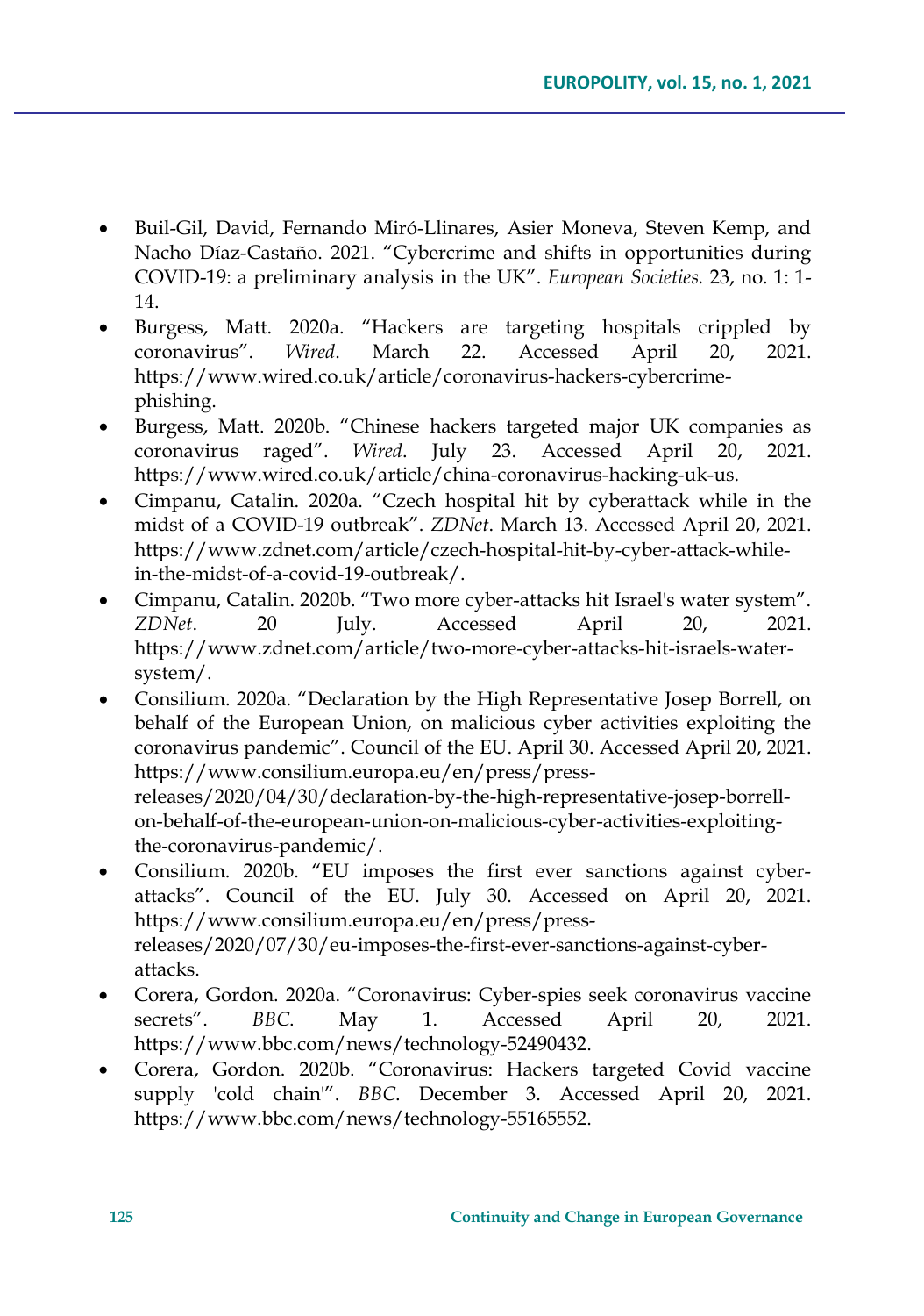- Buil-Gil, David, Fernando Miró-Llinares, Asier Moneva, Steven Kemp, and Nacho Díaz-Castaño. 2021. "Cybercrime and shifts in opportunities during COVID-19: a preliminary analysis in the UK". *European Societies.* 23, no. 1: 1-14.
- Burgess, Matt. 2020a. "Hackers are targeting hospitals crippled by coronavirus". *Wired*. March 22. Accessed April 20, 2021. https://www.wired.co.uk/article/coronavirus-hackers-cybercrime-phishing.
- Burgess, Matt. 2020b. "Chinese hackers targeted major UK companies as coronavirus raged". *Wired*. July 23. Accessed April 20, 2021. https://www.wired.co.uk/article/china-coronavirus-hacking-uk-us.
- Cimpanu, Catalin. 2020a. "Czech hospital hit by cyberattack while in the midst of a COVID-19 outbreak". *ZDNet*. March 13. Accessed April 20, 2021. https://www.zdnet.com/article/czech-hospital-hit-by-cyber-attack-while-in-the-midst-of-a-covid-19-outbreak/.
- Cimpanu, Catalin. 2020b. "Two more cyber-attacks hit Israel's water system". *ZDNet*. 20 July. Accessed April 20, 2021. https://www.zdnet.com/article/two-more-cyber-attacks-hit-israels-water-system/.
- Consilium. 2020a. "Declaration by the High Representative Josep Borrell, on behalf of the European Union, on malicious cyber activities exploiting the coronavirus pandemic". Council of the EU. April 30. Accessed April 20, 2021. https://www.consilium.europa.eu/en/press/press-releases/2020/04/30/declaration-by-the-high-representative-josep-borrell-on-behalf-of-the-european-union-on-malicious-cyber-activities-exploiting-the-coronavirus-pandemic/.
- Consilium. 2020b. "EU imposes the first ever sanctions against cyber-attacks". Council of the EU. July 30. Accessed on April 20, 2021. https://www.consilium.europa.eu/en/press/press-releases/2020/07/30/eu-imposes-the-first-ever-sanctions-against-cyber-attacks.
- Corera, Gordon. 2020a. "Coronavirus: Cyber-spies seek coronavirus vaccine secrets". *BBC.* May 1. Accessed April 20, 2021. https://www.bbc.com/news/technology-52490432.
- Corera, Gordon. 2020b. "Coronavirus: Hackers targeted Covid vaccine supply 'cold chain'". *BBC.* December 3. Accessed April 20, 2021. https://www.bbc.com/news/technology-55165552.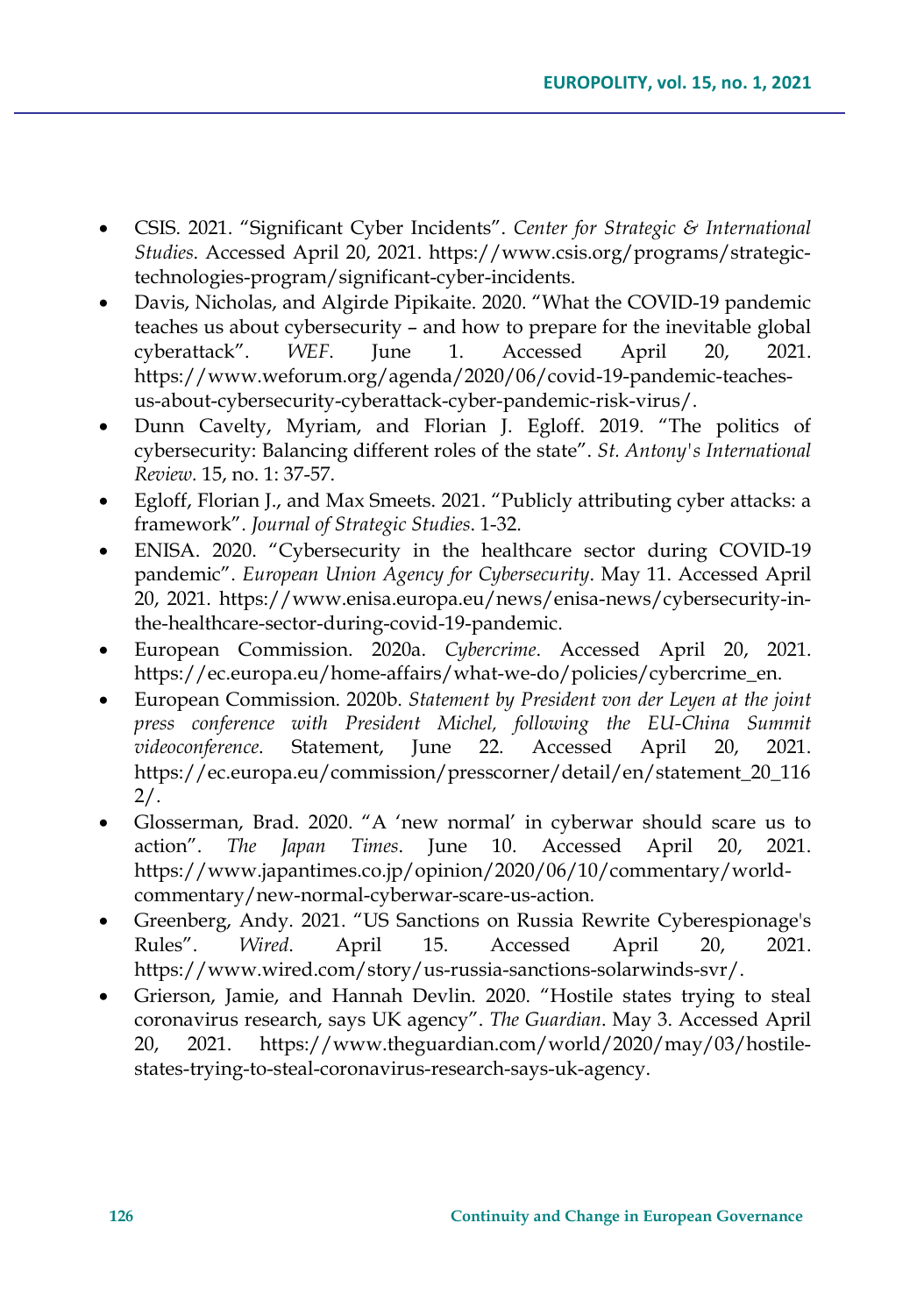- CSIS. 2021. “Significant Cyber Incidents”. *Center for Strategic & International Studies*. Accessed April 20, 2021. https://www.csis.org/programs/strategic-technologies-program/significant-cyber-incidents.
- Davis, Nicholas, and Algirde Pipikaite. 2020. “What the COVID-19 pandemic teaches us about cybersecurity – and how to prepare for the inevitable global cyberattack”. *WEF*. June 1. Accessed April 20, 2021. https://www.weforum.org/agenda/2020/06/covid-19-pandemic-teaches-us-about-cybersecurity-cyberattack-cyber-pandemic-risk-virus/.
- Dunn Cavelty, Myriam, and Florian J. Egloff. 2019. “The politics of cybersecurity: Balancing different roles of the state”. *St. Antony's International Review*. 15, no. 1: 37-57.
- Egloff, Florian J., and Max Smeets. 2021. “Publicly attributing cyber attacks: a framework”. *Journal of Strategic Studies*. 1-32.
- ENISA. 2020. “Cybersecurity in the healthcare sector during COVID-19 pandemic”. *European Union Agency for Cybersecurity*. May 11. Accessed April 20, 2021. https://www.enisa.europa.eu/news/enisa-news/cybersecurity-in-the-healthcare-sector-during-covid-19-pandemic.
- European Commission. 2020a. *Cybercrime*. Accessed April 20, 2021. https://ec.europa.eu/home-affairs/what-we-do/policies/cybercrime_en.
- European Commission. 2020b. *Statement by President von der Leyen at the joint press conference with President Michel, following the EU-China Summit videoconference*. Statement, June 22. Accessed April 20, 2021. https://ec.europa.eu/commission/presscorner/detail/en/statement_20_1162/.
- Glosserman, Brad. 2020. “A ‘new normal’ in cyberwar should scare us to action”. *The Japan Times*. June 10. Accessed April 20, 2021. https://www.japantimes.co.jp/opinion/2020/06/10/commentary/world-commentary/new-normal-cyberwar-scare-us-action.
- Greenberg, Andy. 2021. “US Sanctions on Russia Rewrite Cyberespionage's Rules”. *Wired*. April 15. Accessed April 20, 2021. https://www.wired.com/story/us-russia-sanctions-solarwinds-svr/.
- Grierson, Jamie, and Hannah Devlin. 2020. “Hostile states trying to steal coronavirus research, says UK agency”. *The Guardian*. May 3. Accessed April 20, 2021. https://www.theguardian.com/world/2020/may/03/hostile-states-trying-to-steal-coronavirus-research-says-uk-agency.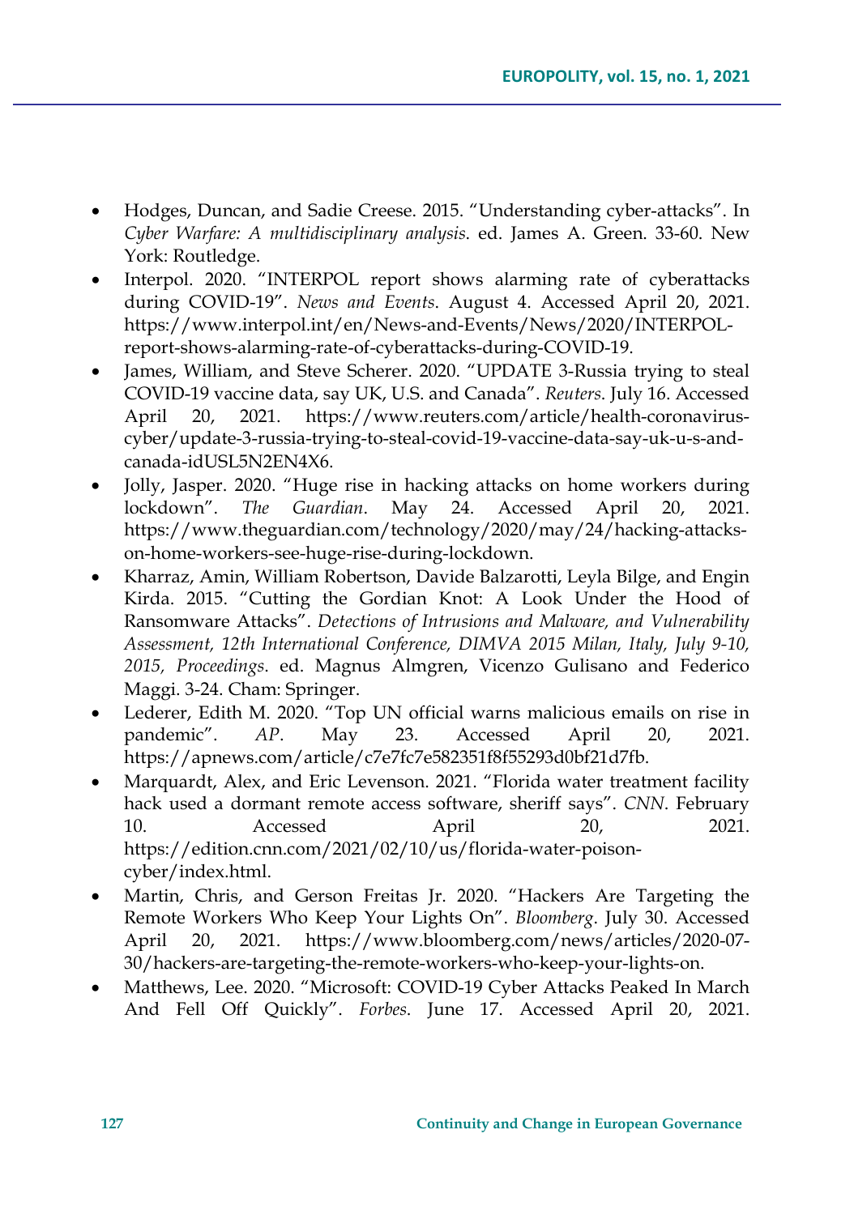- Hodges, Duncan, and Sadie Creese. 2015. "Understanding cyber-attacks". In *Cyber Warfare: A multidisciplinary analysis*. ed. James A. Green. 33-60. New York: Routledge.
- Interpol. 2020. "INTERPOL report shows alarming rate of cyberattacks during COVID-19". *News and Events*. August 4. Accessed April 20, 2021. https://www.interpol.int/en/News-and-Events/News/2020/INTERPOL-report-shows-alarming-rate-of-cyberattacks-during-COVID-19.
- James, William, and Steve Scherer. 2020. "UPDATE 3-Russia trying to steal COVID-19 vaccine data, say UK, U.S. and Canada". *Reuters*. July 16. Accessed April 20, 2021. https://www.reuters.com/article/health-coronavirus-cyber/update-3-russia-trying-to-steal-covid-19-vaccine-data-say-uk-u-s-and-canada-idUSL5N2EN4X6.
- Jolly, Jasper. 2020. "Huge rise in hacking attacks on home workers during lockdown". *The Guardian*. May 24. Accessed April 20, 2021. https://www.theguardian.com/technology/2020/may/24/hacking-attacks-on-home-workers-see-huge-rise-during-lockdown.
- Kharraz, Amin, William Robertson, Davide Balzarotti, Leyla Bilge, and Engin Kirda. 2015. "Cutting the Gordian Knot: A Look Under the Hood of Ransomware Attacks". *Detections of Intrusions and Malware, and Vulnerability Assessment, 12th International Conference, DIMVA 2015 Milan, Italy, July 9-10, 2015, Proceedings*. ed. Magnus Almgren, Vicenzo Gulisano and Federico Maggi. 3-24. Cham: Springer.
- Lederer, Edith M. 2020. "Top UN official warns malicious emails on rise in pandemic". *AP*. May 23. Accessed April 20, 2021. https://apnews.com/article/c7e7fc7e582351f8f55293d0bf21d7fb.
- Marquardt, Alex, and Eric Levenson. 2021. "Florida water treatment facility hack used a dormant remote access software, sheriff says". *CNN*. February 10. Accessed April 20, 2021. https://edition.cnn.com/2021/02/10/us/florida-water-poison-cyber/index.html.
- Martin, Chris, and Gerson Freitas Jr. 2020. "Hackers Are Targeting the Remote Workers Who Keep Your Lights On". *Bloomberg*. July 30. Accessed April 20, 2021. https://www.bloomberg.com/news/articles/2020-07-30/hackers-are-targeting-the-remote-workers-who-keep-your-lights-on.
- Matthews, Lee. 2020. "Microsoft: COVID-19 Cyber Attacks Peaked In March And Fell Off Quickly". *Forbes*. June 17. Accessed April 20, 2021.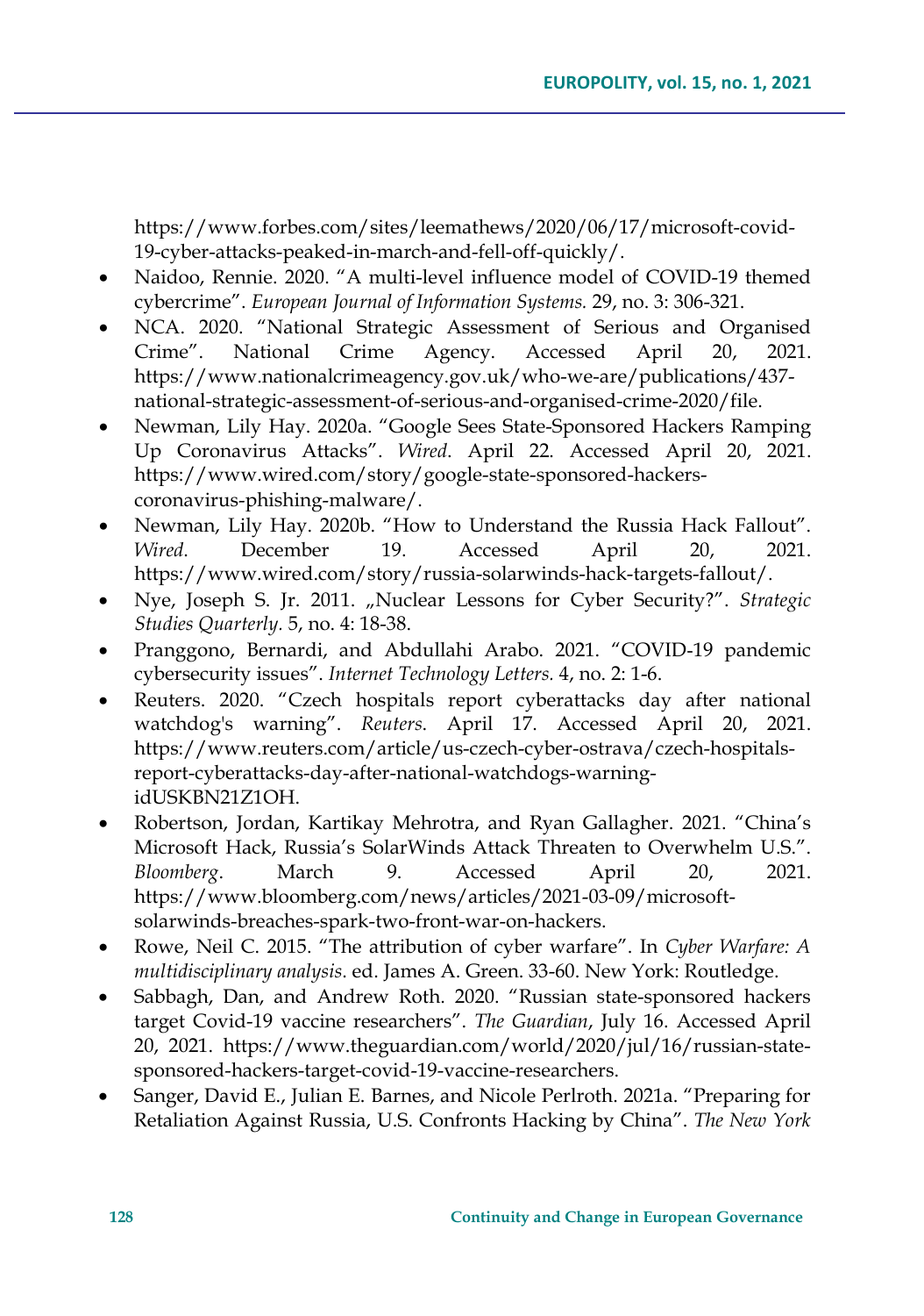https://www.forbes.com/sites/leemathews/2020/06/17/microsoft-covid-19-cyber-attacks-peaked-in-march-and-fell-off-quickly/.

- Naidoo, Rennie. 2020. "A multi-level influence model of COVID-19 themed cybercrime". *European Journal of Information Systems.* 29, no. 3: 306-321.
- NCA. 2020. "National Strategic Assessment of Serious and Organised Crime". National Crime Agency. Accessed April 20, 2021. https://www.nationalcrimeagency.gov.uk/who-we-are/publications/437-national-strategic-assessment-of-serious-and-organised-crime-2020/file.
- Newman, Lily Hay. 2020a. "Google Sees State-Sponsored Hackers Ramping Up Coronavirus Attacks". *Wired.* April 22. Accessed April 20, 2021. https://www.wired.com/story/google-state-sponsored-hackers-coronavirus-phishing-malware/.
- Newman, Lily Hay. 2020b. "How to Understand the Russia Hack Fallout". *Wired*. December 19. Accessed April 20, 2021. https://www.wired.com/story/russia-solarwinds-hack-targets-fallout/.
- Nye, Joseph S. Jr. 2011. „Nuclear Lessons for Cyber Security?". *Strategic Studies Quarterly.* 5, no. 4: 18-38.
- Pranggono, Bernardi, and Abdullahi Arabo. 2021. "COVID-19 pandemic cybersecurity issues". *Internet Technology Letters.* 4, no. 2: 1-6.
- Reuters. 2020. "Czech hospitals report cyberattacks day after national watchdog's warning". *Reuters.* April 17. Accessed April 20, 2021. https://www.reuters.com/article/us-czech-cyber-ostrava/czech-hospitals-report-cyberattacks-day-after-national-watchdogs-warning-idUSKBN21Z1OH.
- Robertson, Jordan, Kartikay Mehrotra, and Ryan Gallagher. 2021. "China's Microsoft Hack, Russia's SolarWinds Attack Threaten to Overwhelm U.S.". *Bloomberg*. March 9. Accessed April 20, 2021. https://www.bloomberg.com/news/articles/2021-03-09/microsoft-solarwinds-breaches-spark-two-front-war-on-hackers.
- Rowe, Neil C. 2015. "The attribution of cyber warfare". In *Cyber Warfare: A multidisciplinary analysis*. ed. James A. Green. 33-60. New York: Routledge.
- Sabbagh, Dan, and Andrew Roth. 2020. "Russian state-sponsored hackers target Covid-19 vaccine researchers". *The Guardian*, July 16. Accessed April 20, 2021. https://www.theguardian.com/world/2020/jul/16/russian-state-sponsored-hackers-target-covid-19-vaccine-researchers.
- Sanger, David E., Julian E. Barnes, and Nicole Perlroth. 2021a. "Preparing for Retaliation Against Russia, U.S. Confronts Hacking by China". *The New York*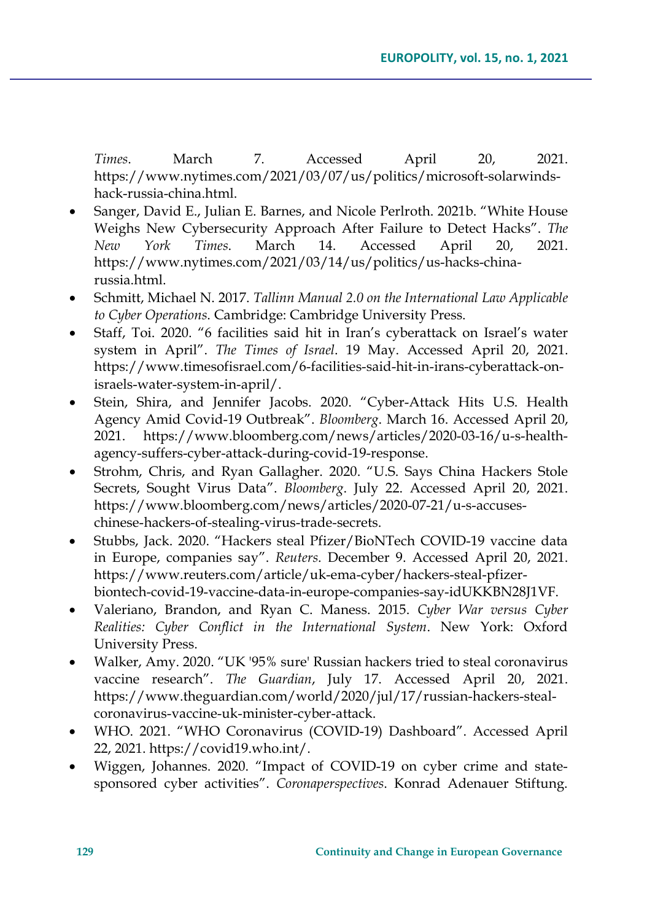*Times*. March 7. Accessed April 20, 2021. https://www.nytimes.com/2021/03/07/us/politics/microsoft-solarwinds-hack-russia-china.html.

- Sanger, David E., Julian E. Barnes, and Nicole Perlroth. 2021b. "White House Weighs New Cybersecurity Approach After Failure to Detect Hacks". *The New York Times*. March 14. Accessed April 20, 2021. https://www.nytimes.com/2021/03/14/us/politics/us-hacks-china-russia.html.
- Schmitt, Michael N. 2017. *Tallinn Manual 2.0 on the International Law Applicable to Cyber Operations*. Cambridge: Cambridge University Press.
- Staff, Toi. 2020. "6 facilities said hit in Iran's cyberattack on Israel's water system in April". *The Times of Israel*. 19 May. Accessed April 20, 2021. https://www.timesofisrael.com/6-facilities-said-hit-in-irans-cyberattack-on-israels-water-system-in-april/.
- Stein, Shira, and Jennifer Jacobs. 2020. "Cyber-Attack Hits U.S. Health Agency Amid Covid-19 Outbreak". *Bloomberg*. March 16. Accessed April 20, 2021. https://www.bloomberg.com/news/articles/2020-03-16/u-s-health-agency-suffers-cyber-attack-during-covid-19-response.
- Strohm, Chris, and Ryan Gallagher. 2020. "U.S. Says China Hackers Stole Secrets, Sought Virus Data". *Bloomberg*. July 22. Accessed April 20, 2021. https://www.bloomberg.com/news/articles/2020-07-21/u-s-accuses-chinese-hackers-of-stealing-virus-trade-secrets.
- Stubbs, Jack. 2020. "Hackers steal Pfizer/BioNTech COVID-19 vaccine data in Europe, companies say". *Reuters*. December 9. Accessed April 20, 2021. https://www.reuters.com/article/uk-ema-cyber/hackers-steal-pfizer-biontech-covid-19-vaccine-data-in-europe-companies-say-idUKKBN28J1VF.
- Valeriano, Brandon, and Ryan C. Maness. 2015. *Cyber War versus Cyber Realities: Cyber Conflict in the International System*. New York: Oxford University Press.
- Walker, Amy. 2020. "UK '95% sure' Russian hackers tried to steal coronavirus vaccine research". *The Guardian*, July 17. Accessed April 20, 2021. https://www.theguardian.com/world/2020/jul/17/russian-hackers-steal-coronavirus-vaccine-uk-minister-cyber-attack.
- WHO. 2021. "WHO Coronavirus (COVID-19) Dashboard". Accessed April 22, 2021. https://covid19.who.int/.
- Wiggen, Johannes. 2020. "Impact of COVID-19 on cyber crime and state-sponsored cyber activities". *Coronaperspectives*. Konrad Adenauer Stiftung.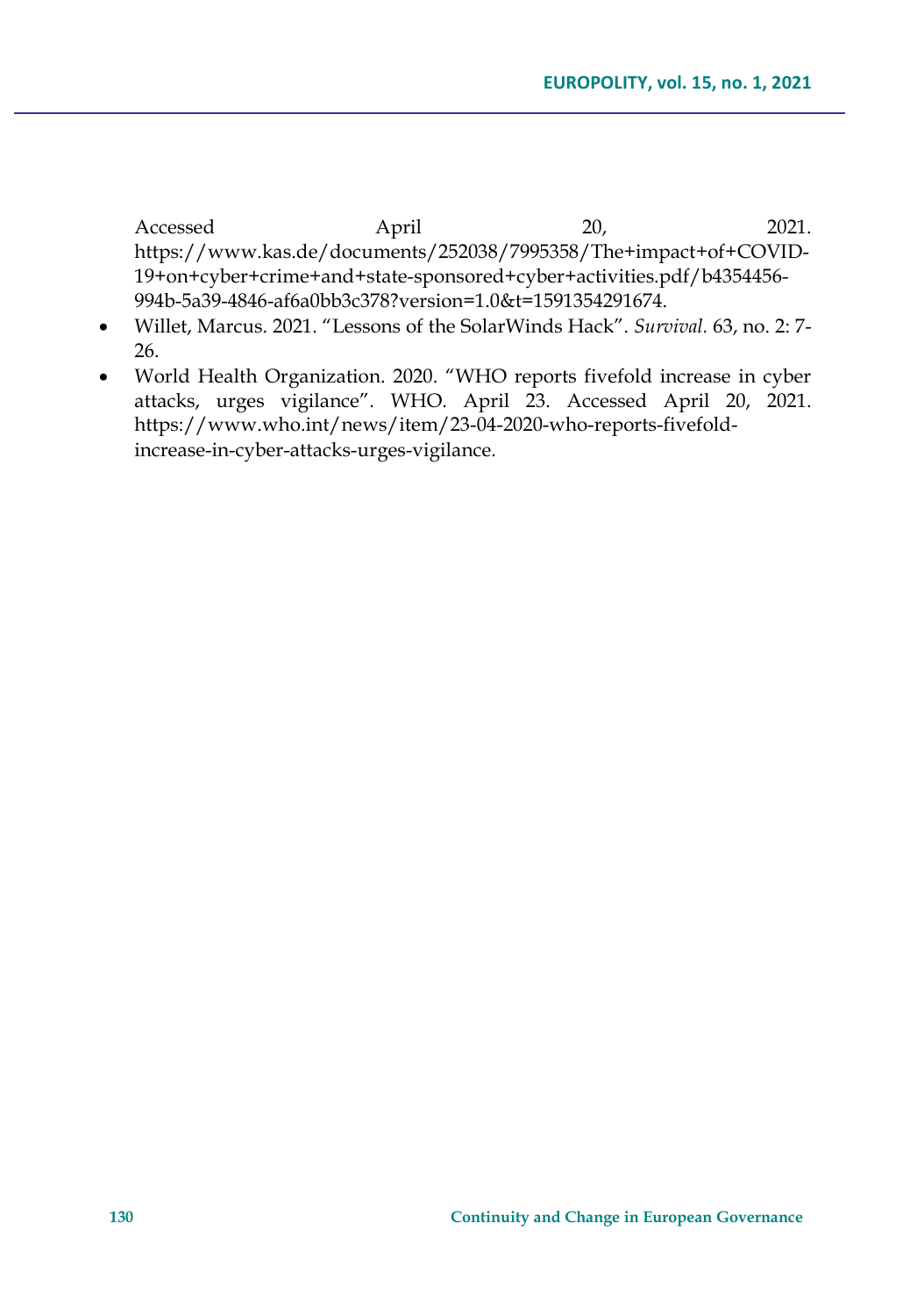Accessed April 20, 2021. https://www.kas.de/documents/252038/7995358/The+impact+of+COVID-19+on+cyber+crime+and+state-sponsored+cyber+activities.pdf/b4354456-994b-5a39-4846-af6a0bb3c378?version=1.0&t=1591354291674.

- Willet, Marcus. 2021. "Lessons of the SolarWinds Hack". *Survival.* 63, no. 2: 7-26.
- World Health Organization. 2020. "WHO reports fivefold increase in cyber attacks, urges vigilance". WHO. April 23. Accessed April 20, 2021. https://www.who.int/news/item/23-04-2020-who-reports-fivefold-increase-in-cyber-attacks-urges-vigilance.